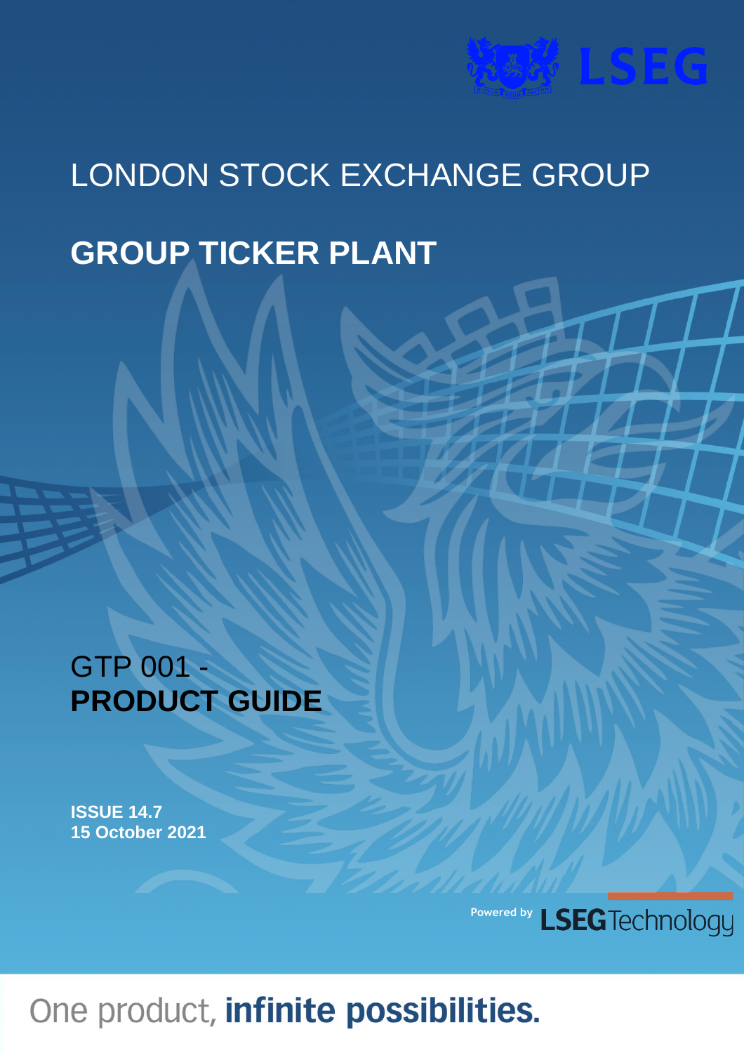LSEG

# LONDON STOCK EXCHANGE GROUP

# GROUP TICKER PLANT

## GTP 001 - **PRODUCT GUIDE**

**ISSUE 14.7**
**15 October 2021**

Powered by LSEG Technology

One product, **infinite possibilities.**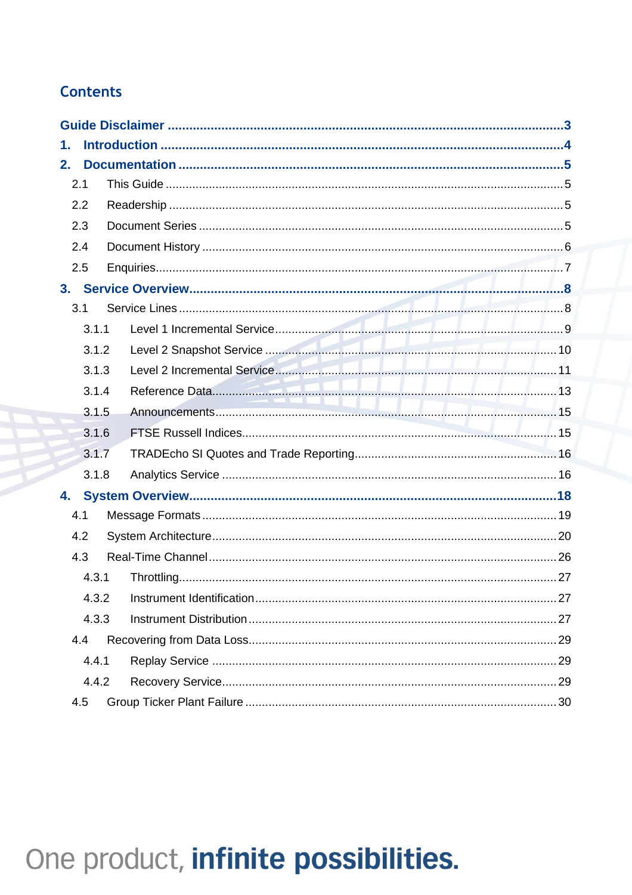# Contents

**Guide Disclaimer** ..... **3**

**1. Introduction** ..... **4**

**2. Documentation** ..... **5**

- 2.1 This Guide ..... 5
- 2.2 Readership ..... 5
- 2.3 Document Series ..... 5
- 2.4 Document History ..... 6
- 2.5 Enquiries ..... 7

**3. Service Overview** ..... **8**

- 3.1 Service Lines ..... 8
  - 3.1.1 Level 1 Incremental Service ..... 9
  - 3.1.2 Level 2 Snapshot Service ..... 10
  - 3.1.3 Level 2 Incremental Service ..... 11
  - 3.1.4 Reference Data ..... 13
  - 3.1.5 Announcements ..... 15
  - 3.1.6 FTSE Russell Indices ..... 15
  - 3.1.7 TRADEcho SI Quotes and Trade Reporting ..... 16
  - 3.1.8 Analytics Service ..... 16

**4. System Overview** ..... **18**

- 4.1 Message Formats ..... 19
- 4.2 System Architecture ..... 20
- 4.3 Real-Time Channel ..... 26
  - 4.3.1 Throttling ..... 27
  - 4.3.2 Instrument Identification ..... 27
  - 4.3.3 Instrument Distribution ..... 27
- 4.4 Recovering from Data Loss ..... 29
  - 4.4.1 Replay Service ..... 29
  - 4.4.2 Recovery Service ..... 29
- 4.5 Group Ticker Plant Failure ..... 30

One product, **infinite possibilities.**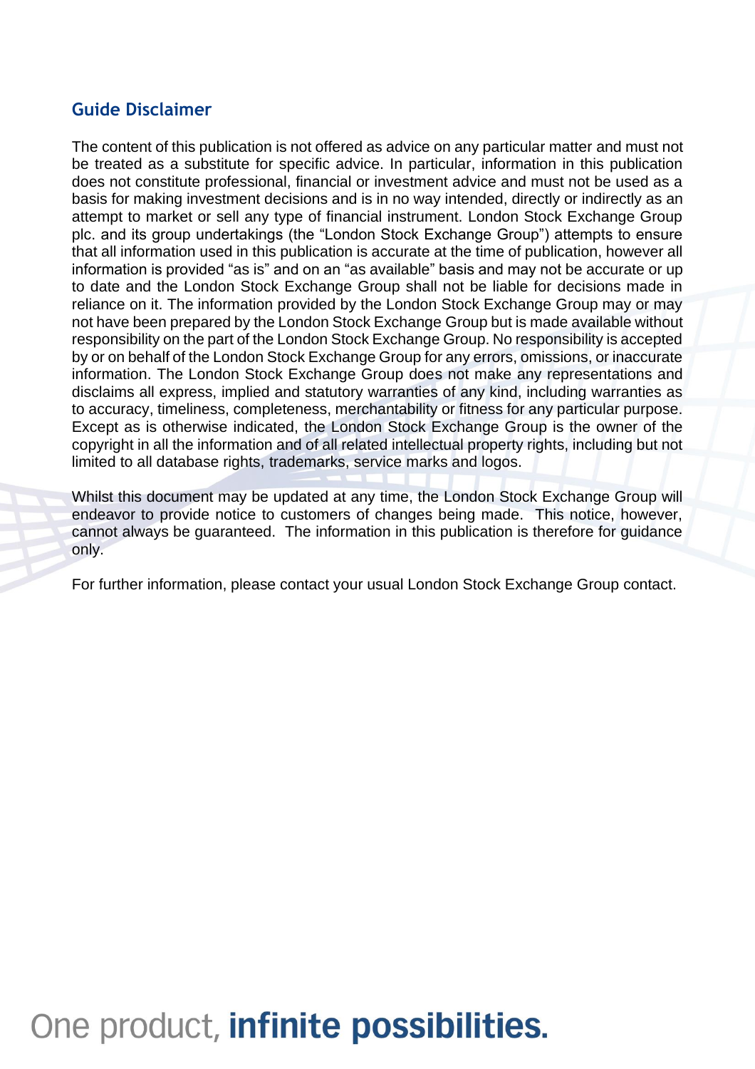## Guide Disclaimer

The content of this publication is not offered as advice on any particular matter and must not be treated as a substitute for specific advice. In particular, information in this publication does not constitute professional, financial or investment advice and must not be used as a basis for making investment decisions and is in no way intended, directly or indirectly as an attempt to market or sell any type of financial instrument. London Stock Exchange Group plc. and its group undertakings (the "London Stock Exchange Group") attempts to ensure that all information used in this publication is accurate at the time of publication, however all information is provided "as is" and on an "as available" basis and may not be accurate or up to date and the London Stock Exchange Group shall not be liable for decisions made in reliance on it. The information provided by the London Stock Exchange Group may or may not have been prepared by the London Stock Exchange Group but is made available without responsibility on the part of the London Stock Exchange Group. No responsibility is accepted by or on behalf of the London Stock Exchange Group for any errors, omissions, or inaccurate information. The London Stock Exchange Group does not make any representations and disclaims all express, implied and statutory warranties of any kind, including warranties as to accuracy, timeliness, completeness, merchantability or fitness for any particular purpose. Except as is otherwise indicated, the London Stock Exchange Group is the owner of the copyright in all the information and of all related intellectual property rights, including but not limited to all database rights, trademarks, service marks and logos.

Whilst this document may be updated at any time, the London Stock Exchange Group will endeavor to provide notice to customers of changes being made. This notice, however, cannot always be guaranteed. The information in this publication is therefore for guidance only.

For further information, please contact your usual London Stock Exchange Group contact.

One product, **infinite possibilities.**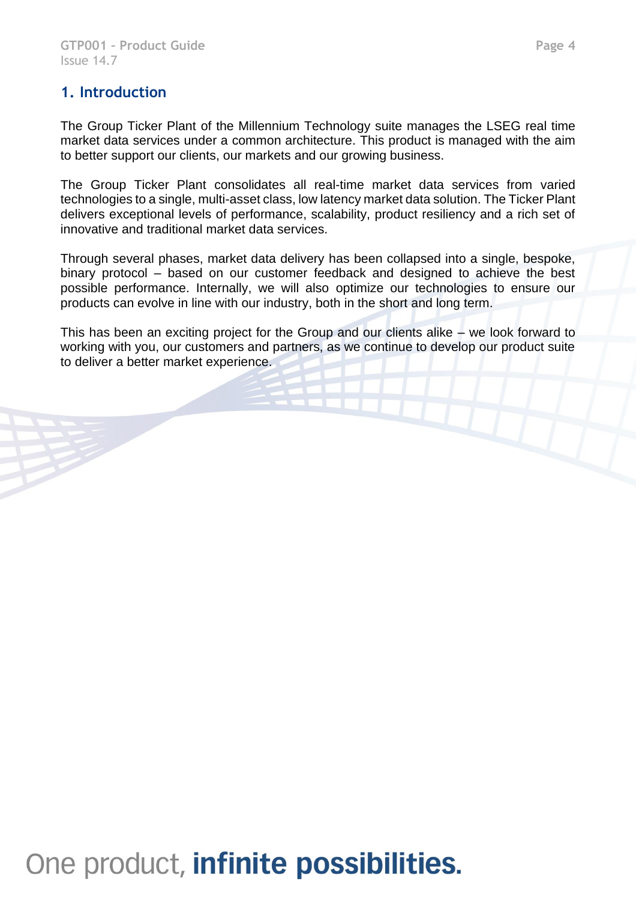# 1. Introduction

The Group Ticker Plant of the Millennium Technology suite manages the LSEG real time market data services under a common architecture. This product is managed with the aim to better support our clients, our markets and our growing business.

The Group Ticker Plant consolidates all real-time market data services from varied technologies to a single, multi-asset class, low latency market data solution. The Ticker Plant delivers exceptional levels of performance, scalability, product resiliency and a rich set of innovative and traditional market data services.

Through several phases, market data delivery has been collapsed into a single, bespoke, binary protocol – based on our customer feedback and designed to achieve the best possible performance. Internally, we will also optimize our technologies to ensure our products can evolve in line with our industry, both in the short and long term.

This has been an exciting project for the Group and our clients alike – we look forward to working with you, our customers and partners, as we continue to develop our product suite to deliver a better market experience.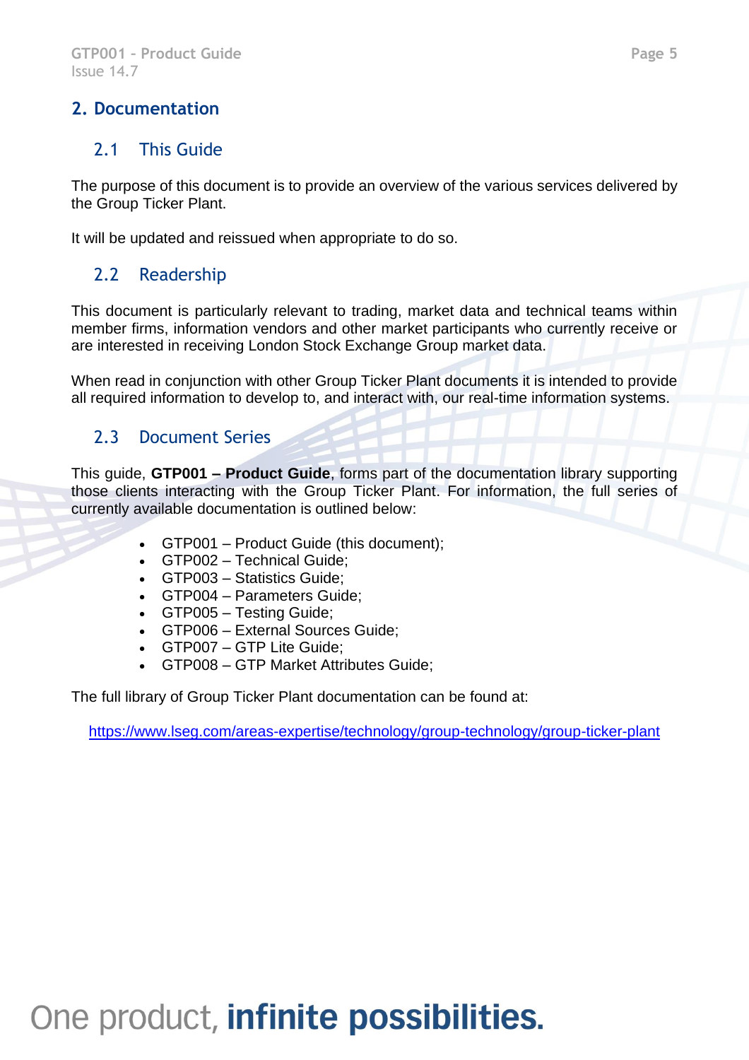# 2. Documentation

## 2.1 This Guide

The purpose of this document is to provide an overview of the various services delivered by the Group Ticker Plant.

It will be updated and reissued when appropriate to do so.

## 2.2 Readership

This document is particularly relevant to trading, market data and technical teams within member firms, information vendors and other market participants who currently receive or are interested in receiving London Stock Exchange Group market data.

When read in conjunction with other Group Ticker Plant documents it is intended to provide all required information to develop to, and interact with, our real-time information systems.

## 2.3 Document Series

This guide, **GTP001 – Product Guide**, forms part of the documentation library supporting those clients interacting with the Group Ticker Plant. For information, the full series of currently available documentation is outlined below:

- GTP001 – Product Guide (this document);
- GTP002 – Technical Guide;
- GTP003 – Statistics Guide;
- GTP004 – Parameters Guide;
- GTP005 – Testing Guide;
- GTP006 – External Sources Guide;
- GTP007 – GTP Lite Guide;
- GTP008 – GTP Market Attributes Guide;

The full library of Group Ticker Plant documentation can be found at:

https://www.lseg.com/areas-expertise/technology/group-technology/group-ticker-plant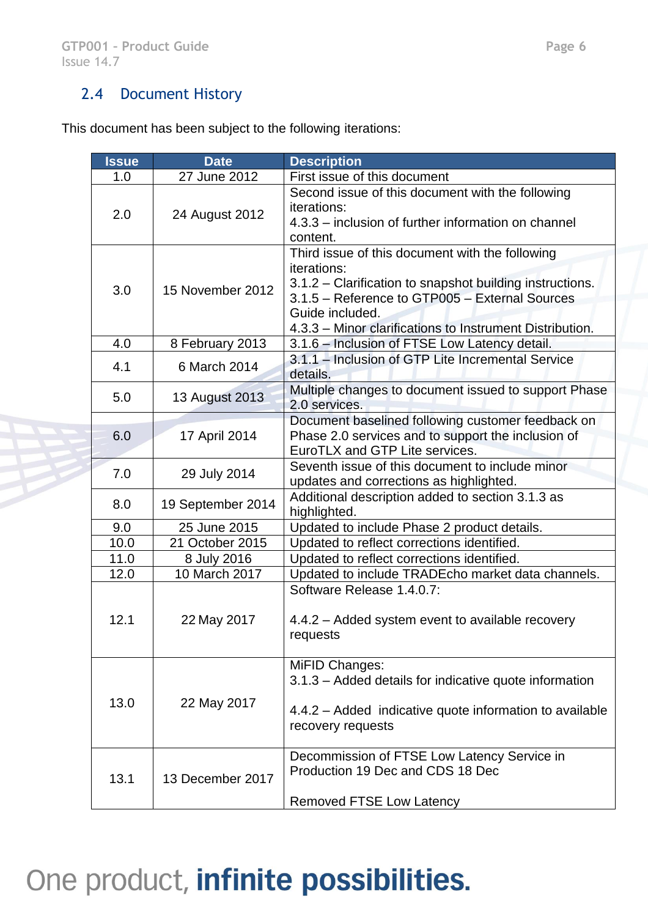## 2.4 Document History

This document has been subject to the following iterations:

| Issue | Date | Description |
|---|---|---|
| 1.0 | 27 June 2012 | First issue of this document |
| 2.0 | 24 August 2012 | Second issue of this document with the following iterations:<br>4.3.3 – inclusion of further information on channel content. |
| 3.0 | 15 November 2012 | Third issue of this document with the following iterations:<br>3.1.2 – Clarification to snapshot building instructions.<br>3.1.5 – Reference to GTP005 – External Sources Guide included.<br>4.3.3 – Minor clarifications to Instrument Distribution. |
| 4.0 | 8 February 2013 | 3.1.6 – Inclusion of FTSE Low Latency detail. |
| 4.1 | 6 March 2014 | 3.1.1 – Inclusion of GTP Lite Incremental Service details. |
| 5.0 | 13 August 2013 | Multiple changes to document issued to support Phase 2.0 services. |
| 6.0 | 17 April 2014 | Document baselined following customer feedback on Phase 2.0 services and to support the inclusion of EuroTLX and GTP Lite services. |
| 7.0 | 29 July 2014 | Seventh issue of this document to include minor updates and corrections as highlighted. |
| 8.0 | 19 September 2014 | Additional description added to section 3.1.3 as highlighted. |
| 9.0 | 25 June 2015 | Updated to include Phase 2 product details. |
| 10.0 | 21 October 2015 | Updated to reflect corrections identified. |
| 11.0 | 8 July 2016 | Updated to reflect corrections identified. |
| 12.0 | 10 March 2017 | Updated to include TRADEcho market data channels. |
| 12.1 | 22 May 2017 | Software Release 1.4.0.7:<br><br>4.4.2 – Added system event to available recovery requests |
| 13.0 | 22 May 2017 | MiFID Changes:<br>3.1.3 – Added details for indicative quote information<br><br>4.4.2 – Added indicative quote information to available recovery requests |
| 13.1 | 13 December 2017 | Decommission of FTSE Low Latency Service in Production 19 Dec and CDS 18 Dec<br><br>Removed FTSE Low Latency |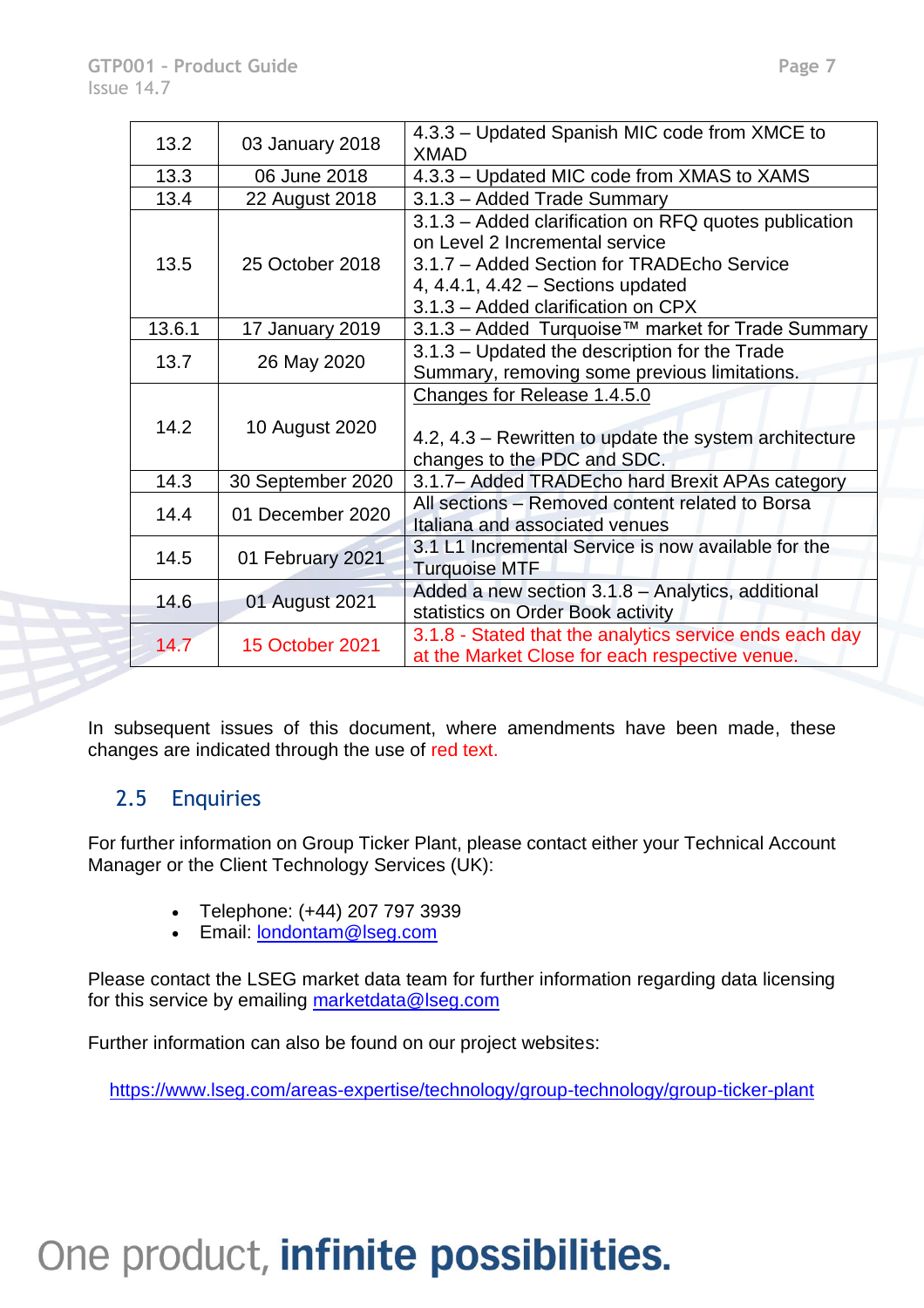| 13.2 | 03 January 2018 | 4.3.3 – Updated Spanish MIC code from XMCE to XMAD |
|---|---|---|
| 13.3 | 06 June 2018 | 4.3.3 – Updated MIC code from XMAS to XAMS |
| 13.4 | 22 August 2018 | 3.1.3 – Added Trade Summary |
| 13.5 | 25 October 2018 | 3.1.3 – Added clarification on RFQ quotes publication on Level 2 Incremental service<br>3.1.7 – Added Section for TRADEcho Service<br>4, 4.4.1, 4.42 – Sections updated<br>3.1.3 – Added clarification on CPX |
| 13.6.1 | 17 January 2019 | 3.1.3 – Added Turquoise™ market for Trade Summary |
| 13.7 | 26 May 2020 | 3.1.3 – Updated the description for the Trade Summary, removing some previous limitations. |
| 14.2 | 10 August 2020 | Changes for Release 1.4.5.0<br><br>4.2, 4.3 – Rewritten to update the system architecture changes to the PDC and SDC. |
| 14.3 | 30 September 2020 | 3.1.7– Added TRADEcho hard Brexit APAs category |
| 14.4 | 01 December 2020 | All sections – Removed content related to Borsa Italiana and associated venues |
| 14.5 | 01 February 2021 | 3.1 L1 Incremental Service is now available for the Turquoise MTF |
| 14.6 | 01 August 2021 | Added a new section 3.1.8 – Analytics, additional statistics on Order Book activity |
| 14.7 | 15 October 2021 | 3.1.8 - Stated that the analytics service ends each day at the Market Close for each respective venue. |

In subsequent issues of this document, where amendments have been made, these changes are indicated through the use of red text.

## 2.5 Enquiries

For further information on Group Ticker Plant, please contact either your Technical Account Manager or the Client Technology Services (UK):

- Telephone: (+44) 207 797 3939
- Email: londontam@lseg.com

Please contact the LSEG market data team for further information regarding data licensing for this service by emailing marketdata@lseg.com

Further information can also be found on our project websites:

https://www.lseg.com/areas-expertise/technology/group-technology/group-ticker-plant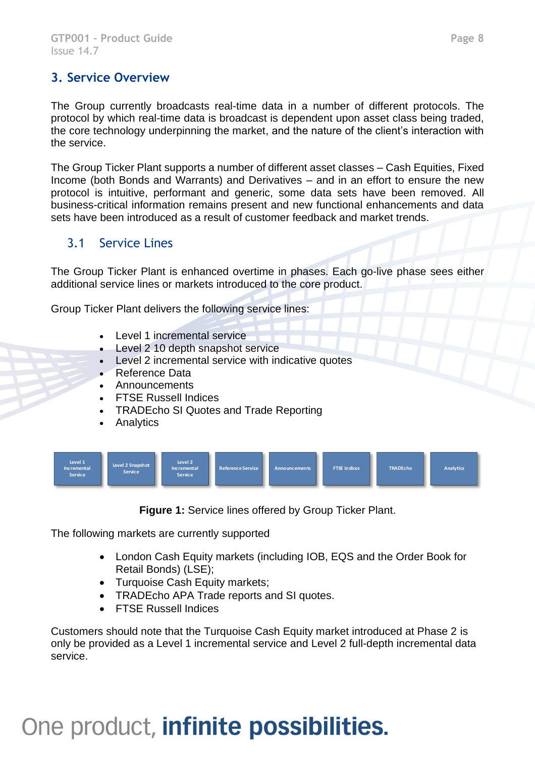# 3. Service Overview

The Group currently broadcasts real-time data in a number of different protocols. The protocol by which real-time data is broadcast is dependent upon asset class being traded, the core technology underpinning the market, and the nature of the client's interaction with the service.

The Group Ticker Plant supports a number of different asset classes – Cash Equities, Fixed Income (both Bonds and Warrants) and Derivatives – and in an effort to ensure the new protocol is intuitive, performant and generic, some data sets have been removed. All business-critical information remains present and new functional enhancements and data sets have been introduced as a result of customer feedback and market trends.

## 3.1 Service Lines

The Group Ticker Plant is enhanced overtime in phases. Each go-live phase sees either additional service lines or markets introduced to the core product.

Group Ticker Plant delivers the following service lines:

- Level 1 incremental service
- Level 2 10 depth snapshot service
- Level 2 incremental service with indicative quotes
- Reference Data
- Announcements
- FTSE Russell Indices
- TRADEcho SI Quotes and Trade Reporting
- Analytics

| Level 1 Incremental Service | Level 2 Snapshot Service | Level 2 Incremental Service | Reference Service | Announcements | FTSE Indices | TRADEcho | Analytics |
|---|---|---|---|---|---|---|---|

**Figure 1:** Service lines offered by Group Ticker Plant.

The following markets are currently supported

- London Cash Equity markets (including IOB, EQS and the Order Book for Retail Bonds) (LSE);
- Turquoise Cash Equity markets;
- TRADEcho APA Trade reports and SI quotes.
- FTSE Russell Indices

Customers should note that the Turquoise Cash Equity market introduced at Phase 2 is only be provided as a Level 1 incremental service and Level 2 full-depth incremental data service.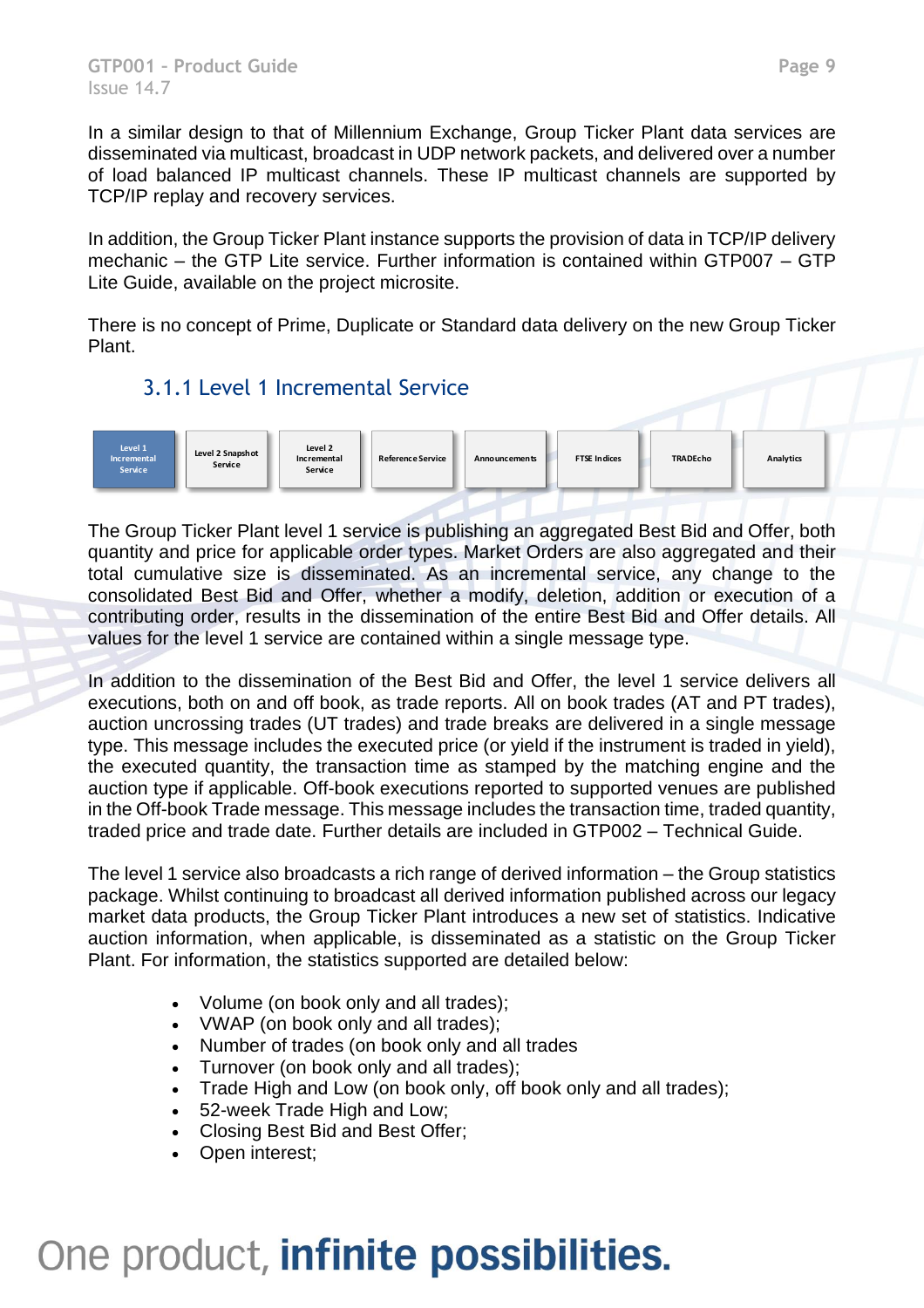In a similar design to that of Millennium Exchange, Group Ticker Plant data services are disseminated via multicast, broadcast in UDP network packets, and delivered over a number of load balanced IP multicast channels. These IP multicast channels are supported by TCP/IP replay and recovery services.

In addition, the Group Ticker Plant instance supports the provision of data in TCP/IP delivery mechanic – the GTP Lite service. Further information is contained within GTP007 – GTP Lite Guide, available on the project microsite.

There is no concept of Prime, Duplicate or Standard data delivery on the new Group Ticker Plant.

### 3.1.1 Level 1 Incremental Service

| Level 1 Incremental Service | Level 2 Snapshot Service | Level 2 Incremental Service | Reference Service | Announcements | FTSE Indices | TRADEcho | Analytics |
|---|---|---|---|---|---|---|---|

The Group Ticker Plant level 1 service is publishing an aggregated Best Bid and Offer, both quantity and price for applicable order types. Market Orders are also aggregated and their total cumulative size is disseminated. As an incremental service, any change to the consolidated Best Bid and Offer, whether a modify, deletion, addition or execution of a contributing order, results in the dissemination of the entire Best Bid and Offer details. All values for the level 1 service are contained within a single message type.

In addition to the dissemination of the Best Bid and Offer, the level 1 service delivers all executions, both on and off book, as trade reports. All on book trades (AT and PT trades), auction uncrossing trades (UT trades) and trade breaks are delivered in a single message type. This message includes the executed price (or yield if the instrument is traded in yield), the executed quantity, the transaction time as stamped by the matching engine and the auction type if applicable. Off-book executions reported to supported venues are published in the Off-book Trade message. This message includes the transaction time, traded quantity, traded price and trade date. Further details are included in GTP002 – Technical Guide.

The level 1 service also broadcasts a rich range of derived information – the Group statistics package. Whilst continuing to broadcast all derived information published across our legacy market data products, the Group Ticker Plant introduces a new set of statistics. Indicative auction information, when applicable, is disseminated as a statistic on the Group Ticker Plant. For information, the statistics supported are detailed below:

- Volume (on book only and all trades);
- VWAP (on book only and all trades);
- Number of trades (on book only and all trades
- Turnover (on book only and all trades);
- Trade High and Low (on book only, off book only and all trades);
- 52-week Trade High and Low;
- Closing Best Bid and Best Offer;
- Open interest;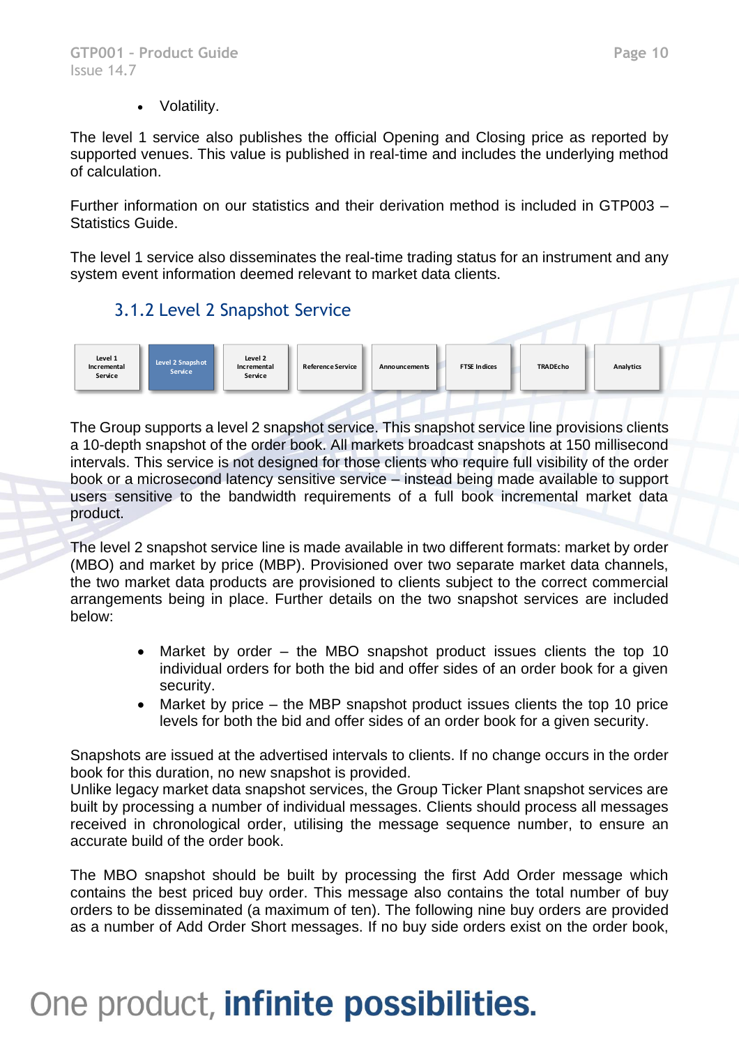- Volatility.

The level 1 service also publishes the official Opening and Closing price as reported by supported venues. This value is published in real-time and includes the underlying method of calculation.

Further information on our statistics and their derivation method is included in GTP003 – Statistics Guide.

The level 1 service also disseminates the real-time trading status for an instrument and any system event information deemed relevant to market data clients.

### 3.1.2 Level 2 Snapshot Service

| Level 1 Incremental Service | Level 2 Snapshot Service | Level 2 Incremental Service | Reference Service | Announcements | FTSE Indices | TRADEcho | Analytics |
|---|---|---|---|---|---|---|---|

The Group supports a level 2 snapshot service. This snapshot service line provisions clients a 10-depth snapshot of the order book. All markets broadcast snapshots at 150 millisecond intervals. This service is not designed for those clients who require full visibility of the order book or a microsecond latency sensitive service – instead being made available to support users sensitive to the bandwidth requirements of a full book incremental market data product.

The level 2 snapshot service line is made available in two different formats: market by order (MBO) and market by price (MBP). Provisioned over two separate market data channels, the two market data products are provisioned to clients subject to the correct commercial arrangements being in place. Further details on the two snapshot services are included below:

- Market by order – the MBO snapshot product issues clients the top 10 individual orders for both the bid and offer sides of an order book for a given security.
- Market by price – the MBP snapshot product issues clients the top 10 price levels for both the bid and offer sides of an order book for a given security.

Snapshots are issued at the advertised intervals to clients. If no change occurs in the order book for this duration, no new snapshot is provided.
Unlike legacy market data snapshot services, the Group Ticker Plant snapshot services are built by processing a number of individual messages. Clients should process all messages received in chronological order, utilising the message sequence number, to ensure an accurate build of the order book.

The MBO snapshot should be built by processing the first Add Order message which contains the best priced buy order. This message also contains the total number of buy orders to be disseminated (a maximum of ten). The following nine buy orders are provided as a number of Add Order Short messages. If no buy side orders exist on the order book,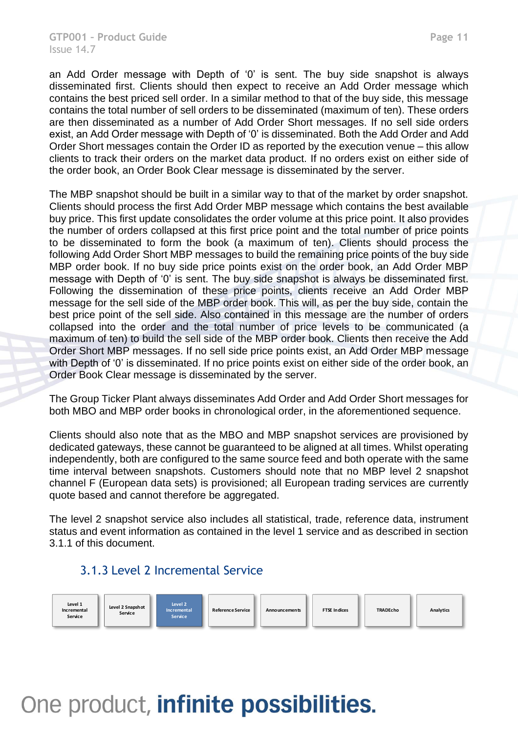an Add Order message with Depth of '0' is sent. The buy side snapshot is always disseminated first. Clients should then expect to receive an Add Order message which contains the best priced sell order. In a similar method to that of the buy side, this message contains the total number of sell orders to be disseminated (maximum of ten). These orders are then disseminated as a number of Add Order Short messages. If no sell side orders exist, an Add Order message with Depth of '0' is disseminated. Both the Add Order and Add Order Short messages contain the Order ID as reported by the execution venue – this allow clients to track their orders on the market data product. If no orders exist on either side of the order book, an Order Book Clear message is disseminated by the server.

The MBP snapshot should be built in a similar way to that of the market by order snapshot. Clients should process the first Add Order MBP message which contains the best available buy price. This first update consolidates the order volume at this price point. It also provides the number of orders collapsed at this first price point and the total number of price points to be disseminated to form the book (a maximum of ten). Clients should process the following Add Order Short MBP messages to build the remaining price points of the buy side MBP order book. If no buy side price points exist on the order book, an Add Order MBP message with Depth of '0' is sent. The buy side snapshot is always be disseminated first. Following the dissemination of these price points, clients receive an Add Order MBP message for the sell side of the MBP order book. This will, as per the buy side, contain the best price point of the sell side. Also contained in this message are the number of orders collapsed into the order and the total number of price levels to be communicated (a maximum of ten) to build the sell side of the MBP order book. Clients then receive the Add Order Short MBP messages. If no sell side price points exist, an Add Order MBP message with Depth of '0' is disseminated. If no price points exist on either side of the order book, an Order Book Clear message is disseminated by the server.

The Group Ticker Plant always disseminates Add Order and Add Order Short messages for both MBO and MBP order books in chronological order, in the aforementioned sequence.

Clients should also note that as the MBO and MBP snapshot services are provisioned by dedicated gateways, these cannot be guaranteed to be aligned at all times. Whilst operating independently, both are configured to the same source feed and both operate with the same time interval between snapshots. Customers should note that no MBP level 2 snapshot channel F (European data sets) is provisioned; all European trading services are currently quote based and cannot therefore be aggregated.

The level 2 snapshot service also includes all statistical, trade, reference data, instrument status and event information as contained in the level 1 service and as described in section 3.1.1 of this document.

### 3.1.3 Level 2 Incremental Service

| Level 1 Incremental Service | Level 2 Snapshot Service | **Level 2 Incremental Service** | Reference Service | Announcements | FTSE Indices | TRADEcho | Analytics |
|---|---|---|---|---|---|---|---|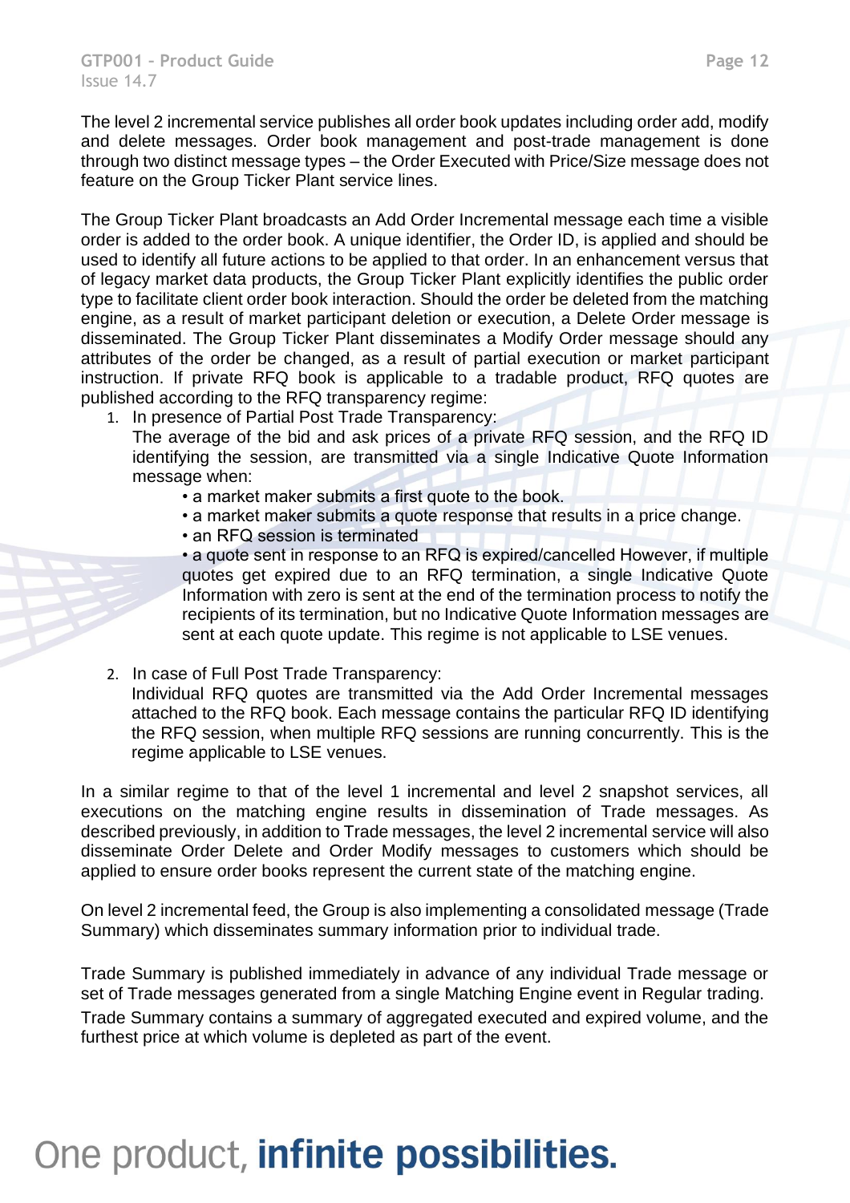The level 2 incremental service publishes all order book updates including order add, modify and delete messages. Order book management and post-trade management is done through two distinct message types – the Order Executed with Price/Size message does not feature on the Group Ticker Plant service lines.

The Group Ticker Plant broadcasts an Add Order Incremental message each time a visible order is added to the order book. A unique identifier, the Order ID, is applied and should be used to identify all future actions to be applied to that order. In an enhancement versus that of legacy market data products, the Group Ticker Plant explicitly identifies the public order type to facilitate client order book interaction. Should the order be deleted from the matching engine, as a result of market participant deletion or execution, a Delete Order message is disseminated. The Group Ticker Plant disseminates a Modify Order message should any attributes of the order be changed, as a result of partial execution or market participant instruction. If private RFQ book is applicable to a tradable product, RFQ quotes are published according to the RFQ transparency regime:

1. In presence of Partial Post Trade Transparency:
   The average of the bid and ask prices of a private RFQ session, and the RFQ ID identifying the session, are transmitted via a single Indicative Quote Information message when:
   - a market maker submits a first quote to the book.
   - a market maker submits a quote response that results in a price change.
   - an RFQ session is terminated
   - a quote sent in response to an RFQ is expired/cancelled However, if multiple quotes get expired due to an RFQ termination, a single Indicative Quote Information with zero is sent at the end of the termination process to notify the recipients of its termination, but no Indicative Quote Information messages are sent at each quote update. This regime is not applicable to LSE venues.

2. In case of Full Post Trade Transparency:
   Individual RFQ quotes are transmitted via the Add Order Incremental messages attached to the RFQ book. Each message contains the particular RFQ ID identifying the RFQ session, when multiple RFQ sessions are running concurrently. This is the regime applicable to LSE venues.

In a similar regime to that of the level 1 incremental and level 2 snapshot services, all executions on the matching engine results in dissemination of Trade messages. As described previously, in addition to Trade messages, the level 2 incremental service will also disseminate Order Delete and Order Modify messages to customers which should be applied to ensure order books represent the current state of the matching engine.

On level 2 incremental feed, the Group is also implementing a consolidated message (Trade Summary) which disseminates summary information prior to individual trade.

Trade Summary is published immediately in advance of any individual Trade message or set of Trade messages generated from a single Matching Engine event in Regular trading.

Trade Summary contains a summary of aggregated executed and expired volume, and the furthest price at which volume is depleted as part of the event.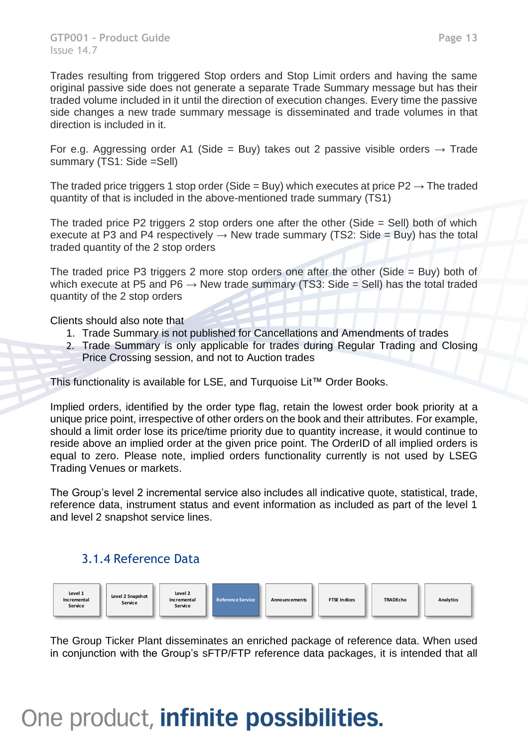Trades resulting from triggered Stop orders and Stop Limit orders and having the same original passive side does not generate a separate Trade Summary message but has their traded volume included in it until the direction of execution changes. Every time the passive side changes a new trade summary message is disseminated and trade volumes in that direction is included in it.

For e.g. Aggressing order A1 (Side = Buy) takes out 2 passive visible orders → Trade summary (TS1: Side =Sell)

The traded price triggers 1 stop order (Side = Buy) which executes at price P2 → The traded quantity of that is included in the above-mentioned trade summary (TS1)

The traded price P2 triggers 2 stop orders one after the other (Side = Sell) both of which execute at P3 and P4 respectively → New trade summary (TS2: Side = Buy) has the total traded quantity of the 2 stop orders

The traded price P3 triggers 2 more stop orders one after the other (Side = Buy) both of which execute at P5 and P6 → New trade summary (TS3: Side = Sell) has the total traded quantity of the 2 stop orders

Clients should also note that

1. Trade Summary is not published for Cancellations and Amendments of trades
2. Trade Summary is only applicable for trades during Regular Trading and Closing Price Crossing session, and not to Auction trades

This functionality is available for LSE, and Turquoise Lit™ Order Books.

Implied orders, identified by the order type flag, retain the lowest order book priority at a unique price point, irrespective of other orders on the book and their attributes. For example, should a limit order lose its price/time priority due to quantity increase, it would continue to reside above an implied order at the given price point. The OrderID of all implied orders is equal to zero. Please note, implied orders functionality currently is not used by LSEG Trading Venues or markets.

The Group's level 2 incremental service also includes all indicative quote, statistical, trade, reference data, instrument status and event information as included as part of the level 1 and level 2 snapshot service lines.

### 3.1.4 Reference Data

| Level 1 Incremental Service | Level 2 Snapshot Service | Level 2 Incremental Service | Reference Service | Announcements | FTSE Indices | TRADEcho | Analytics |
|---|---|---|---|---|---|---|---|

The Group Ticker Plant disseminates an enriched package of reference data. When used in conjunction with the Group's sFTP/FTP reference data packages, it is intended that all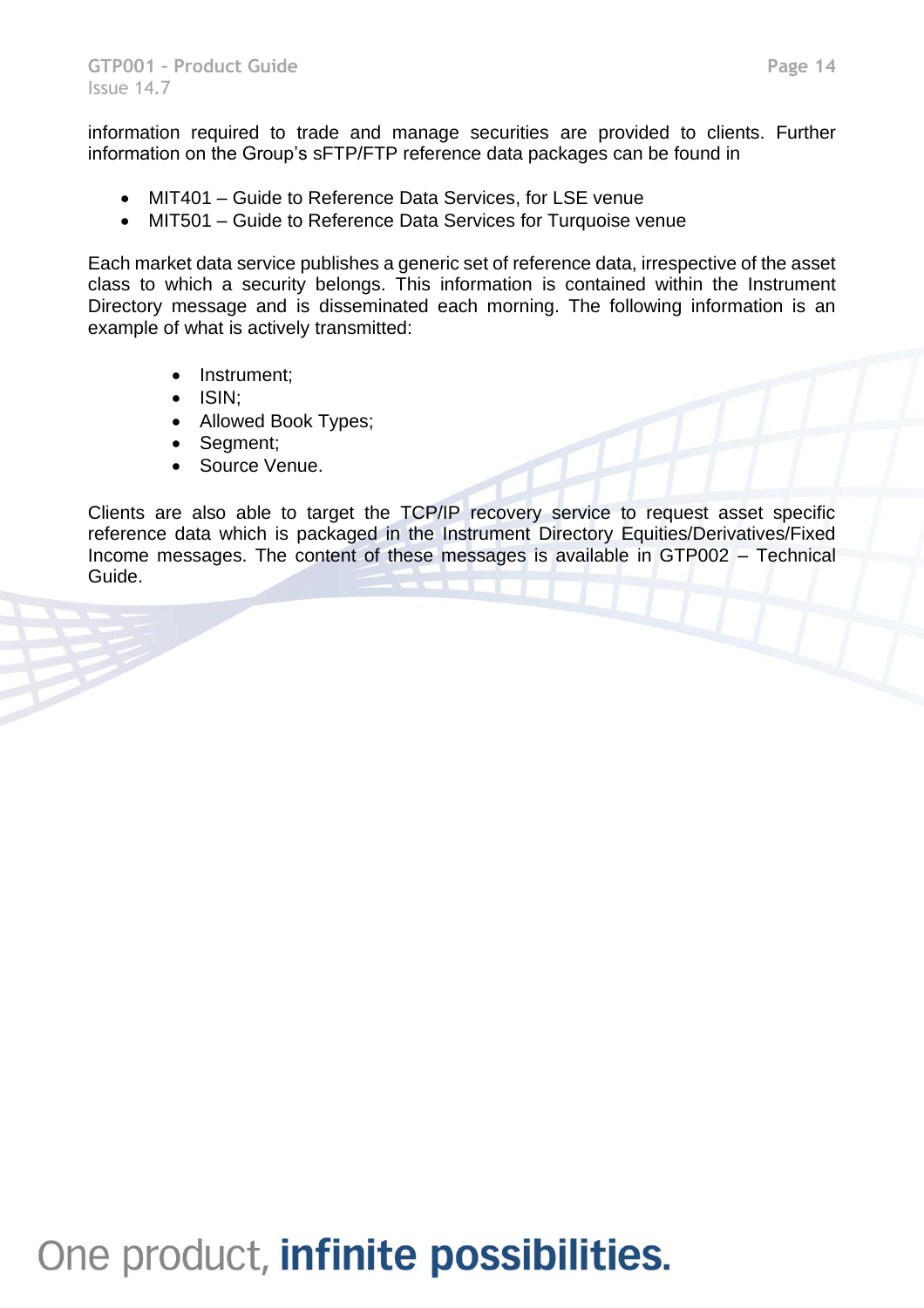information required to trade and manage securities are provided to clients. Further information on the Group's sFTP/FTP reference data packages can be found in

- MIT401 – Guide to Reference Data Services, for LSE venue
- MIT501 – Guide to Reference Data Services for Turquoise venue

Each market data service publishes a generic set of reference data, irrespective of the asset class to which a security belongs. This information is contained within the Instrument Directory message and is disseminated each morning. The following information is an example of what is actively transmitted:

- Instrument;
- ISIN;
- Allowed Book Types;
- Segment;
- Source Venue.

Clients are also able to target the TCP/IP recovery service to request asset specific reference data which is packaged in the Instrument Directory Equities/Derivatives/Fixed Income messages. The content of these messages is available in GTP002 – Technical Guide.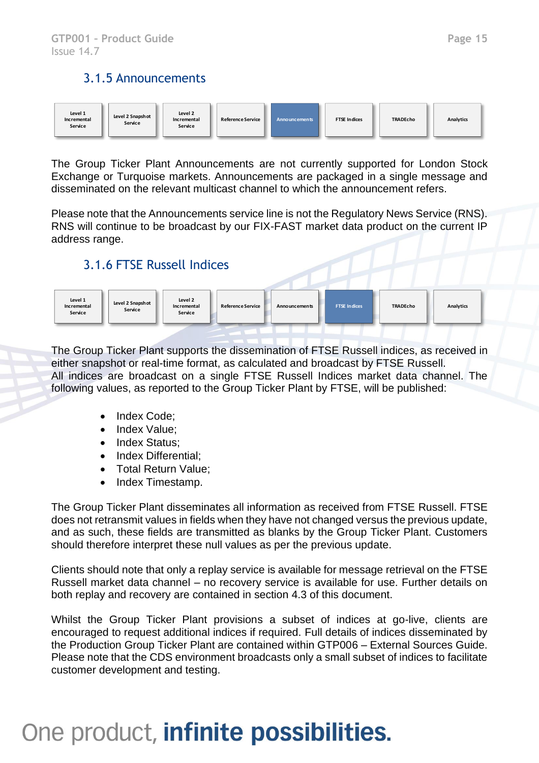### 3.1.5 Announcements

| Level 1 Incremental Service | Level 2 Snapshot Service | Level 2 Incremental Service | Reference Service | Announcements | FTSE Indices | TRADEcho | Analytics |
|---|---|---|---|---|---|---|---|

The Group Ticker Plant Announcements are not currently supported for London Stock Exchange or Turquoise markets. Announcements are packaged in a single message and disseminated on the relevant multicast channel to which the announcement refers.

Please note that the Announcements service line is not the Regulatory News Service (RNS). RNS will continue to be broadcast by our FIX-FAST market data product on the current IP address range.

### 3.1.6 FTSE Russell Indices

| Level 1 Incremental Service | Level 2 Snapshot Service | Level 2 Incremental Service | Reference Service | Announcements | FTSE Indices | TRADEcho | Analytics |
|---|---|---|---|---|---|---|---|

The Group Ticker Plant supports the dissemination of FTSE Russell indices, as received in either snapshot or real-time format, as calculated and broadcast by FTSE Russell.
All indices are broadcast on a single FTSE Russell Indices market data channel. The following values, as reported to the Group Ticker Plant by FTSE, will be published:

- Index Code;
- Index Value;
- Index Status;
- Index Differential;
- Total Return Value;
- Index Timestamp.

The Group Ticker Plant disseminates all information as received from FTSE Russell. FTSE does not retransmit values in fields when they have not changed versus the previous update, and as such, these fields are transmitted as blanks by the Group Ticker Plant. Customers should therefore interpret these null values as per the previous update.

Clients should note that only a replay service is available for message retrieval on the FTSE Russell market data channel – no recovery service is available for use. Further details on both replay and recovery are contained in section 4.3 of this document.

Whilst the Group Ticker Plant provisions a subset of indices at go-live, clients are encouraged to request additional indices if required. Full details of indices disseminated by the Production Group Ticker Plant are contained within GTP006 – External Sources Guide. Please note that the CDS environment broadcasts only a small subset of indices to facilitate customer development and testing.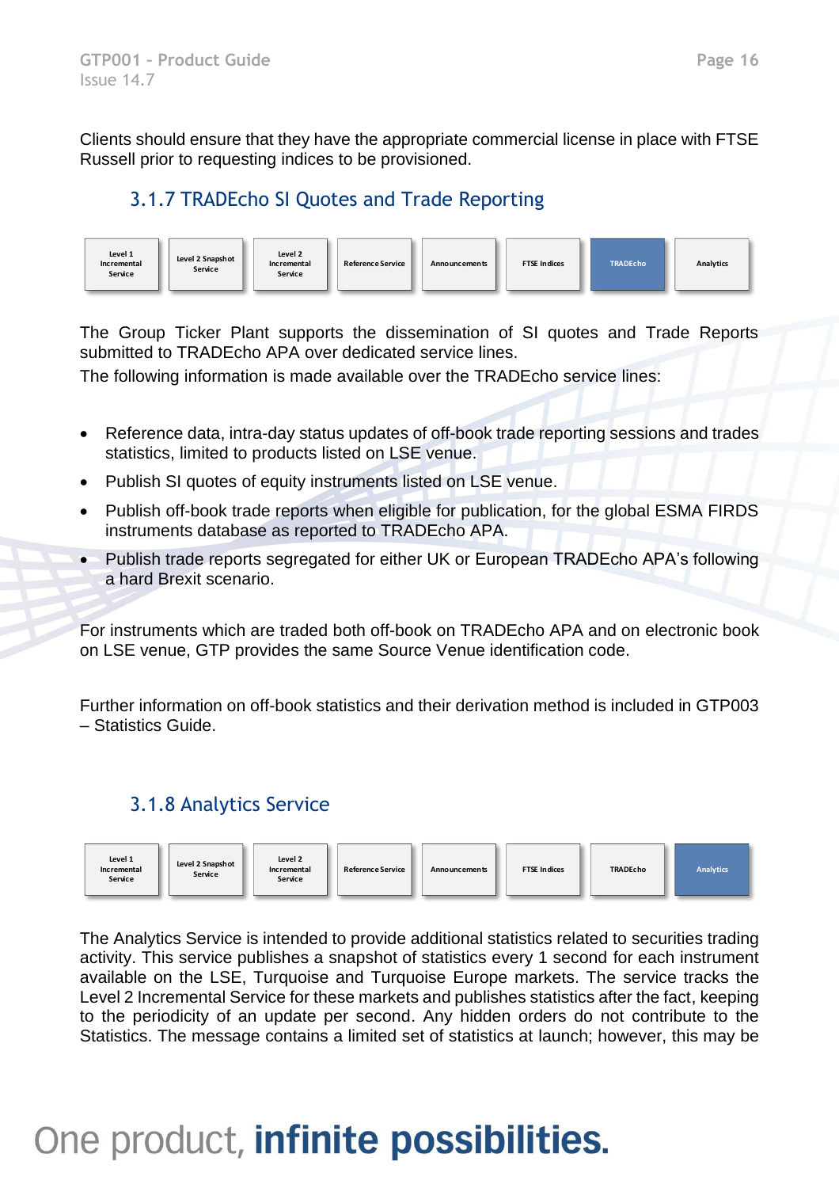Clients should ensure that they have the appropriate commercial license in place with FTSE Russell prior to requesting indices to be provisioned.

### 3.1.7 TRADEcho SI Quotes and Trade Reporting

| Level 1 Incremental Service | Level 2 Snapshot Service | Level 2 Incremental Service | Reference Service | Announcements | FTSE Indices | **TRADEcho** | Analytics |
|---|---|---|---|---|---|---|---|

The Group Ticker Plant supports the dissemination of SI quotes and Trade Reports submitted to TRADEcho APA over dedicated service lines.

The following information is made available over the TRADEcho service lines:

- Reference data, intra-day status updates of off-book trade reporting sessions and trades statistics, limited to products listed on LSE venue.
- Publish SI quotes of equity instruments listed on LSE venue.
- Publish off-book trade reports when eligible for publication, for the global ESMA FIRDS instruments database as reported to TRADEcho APA.
- Publish trade reports segregated for either UK or European TRADEcho APA's following a hard Brexit scenario.

For instruments which are traded both off-book on TRADEcho APA and on electronic book on LSE venue, GTP provides the same Source Venue identification code.

Further information on off-book statistics and their derivation method is included in GTP003 – Statistics Guide.

### 3.1.8 Analytics Service

| Level 1 Incremental Service | Level 2 Snapshot Service | Level 2 Incremental Service | Reference Service | Announcements | FTSE Indices | TRADEcho | **Analytics** |
|---|---|---|---|---|---|---|---|

The Analytics Service is intended to provide additional statistics related to securities trading activity. This service publishes a snapshot of statistics every 1 second for each instrument available on the LSE, Turquoise and Turquoise Europe markets. The service tracks the Level 2 Incremental Service for these markets and publishes statistics after the fact, keeping to the periodicity of an update per second. Any hidden orders do not contribute to the Statistics. The message contains a limited set of statistics at launch; however, this may be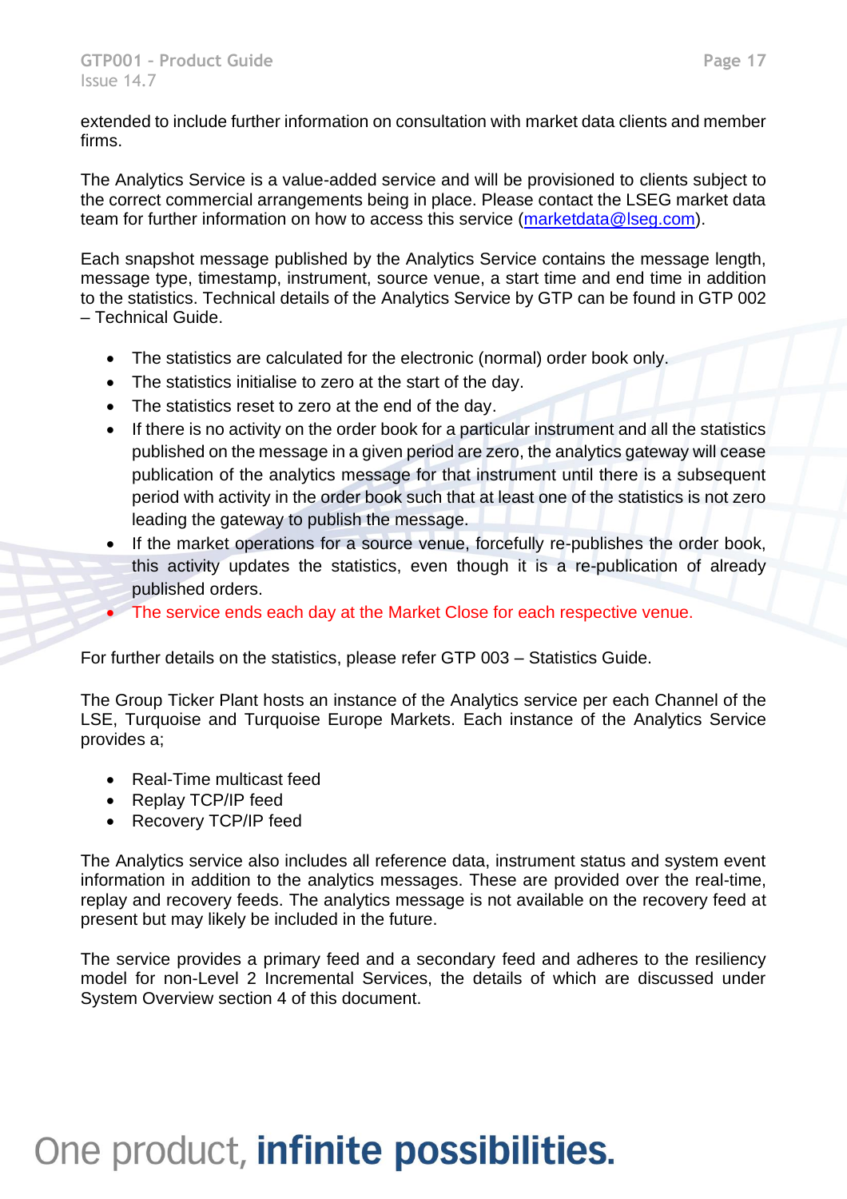extended to include further information on consultation with market data clients and member firms.

The Analytics Service is a value-added service and will be provisioned to clients subject to the correct commercial arrangements being in place. Please contact the LSEG market data team for further information on how to access this service ([marketdata@lseg.com](mailto:marketdata@lseg.com)).

Each snapshot message published by the Analytics Service contains the message length, message type, timestamp, instrument, source venue, a start time and end time in addition to the statistics. Technical details of the Analytics Service by GTP can be found in GTP 002 – Technical Guide.

- The statistics are calculated for the electronic (normal) order book only.
- The statistics initialise to zero at the start of the day.
- The statistics reset to zero at the end of the day.
- If there is no activity on the order book for a particular instrument and all the statistics published on the message in a given period are zero, the analytics gateway will cease publication of the analytics message for that instrument until there is a subsequent period with activity in the order book such that at least one of the statistics is not zero leading the gateway to publish the message.
- If the market operations for a source venue, forcefully re-publishes the order book, this activity updates the statistics, even though it is a re-publication of already published orders.
- The service ends each day at the Market Close for each respective venue.

For further details on the statistics, please refer GTP 003 – Statistics Guide.

The Group Ticker Plant hosts an instance of the Analytics service per each Channel of the LSE, Turquoise and Turquoise Europe Markets. Each instance of the Analytics Service provides a;

- Real-Time multicast feed
- Replay TCP/IP feed
- Recovery TCP/IP feed

The Analytics service also includes all reference data, instrument status and system event information in addition to the analytics messages. These are provided over the real-time, replay and recovery feeds. The analytics message is not available on the recovery feed at present but may likely be included in the future.

The service provides a primary feed and a secondary feed and adheres to the resiliency model for non-Level 2 Incremental Services, the details of which are discussed under System Overview section 4 of this document.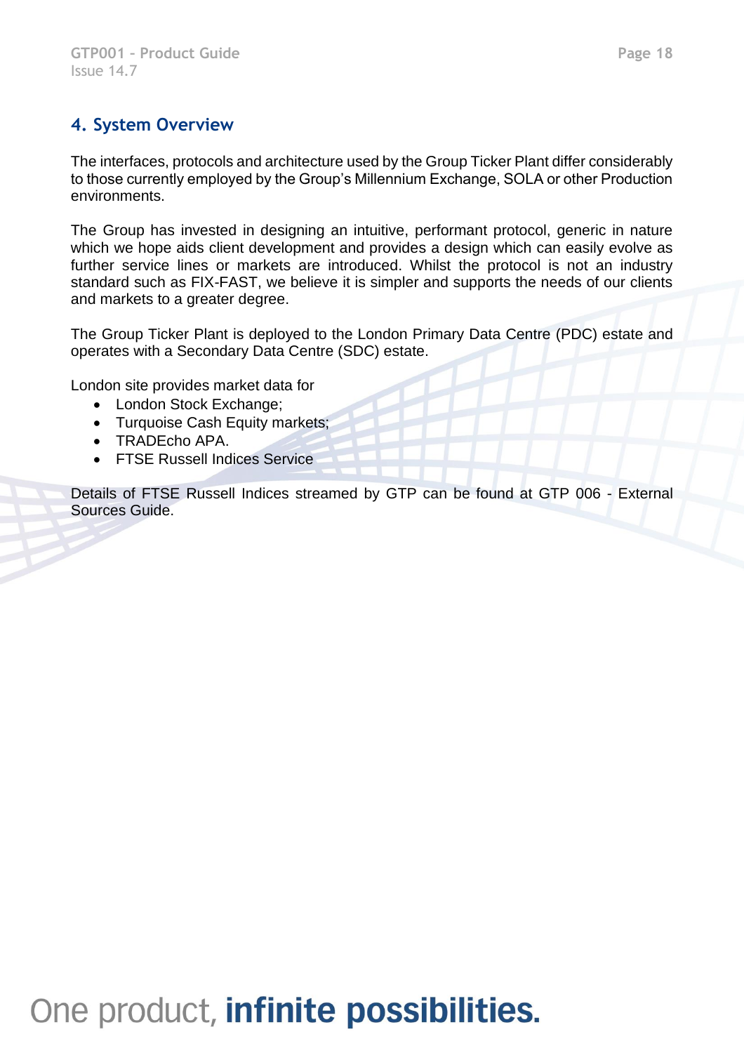# 4. System Overview

The interfaces, protocols and architecture used by the Group Ticker Plant differ considerably to those currently employed by the Group's Millennium Exchange, SOLA or other Production environments.

The Group has invested in designing an intuitive, performant protocol, generic in nature which we hope aids client development and provides a design which can easily evolve as further service lines or markets are introduced. Whilst the protocol is not an industry standard such as FIX-FAST, we believe it is simpler and supports the needs of our clients and markets to a greater degree.

The Group Ticker Plant is deployed to the London Primary Data Centre (PDC) estate and operates with a Secondary Data Centre (SDC) estate.

London site provides market data for

- London Stock Exchange;
- Turquoise Cash Equity markets;
- TRADEcho APA.
- FTSE Russell Indices Service

Details of FTSE Russell Indices streamed by GTP can be found at GTP 006 - External Sources Guide.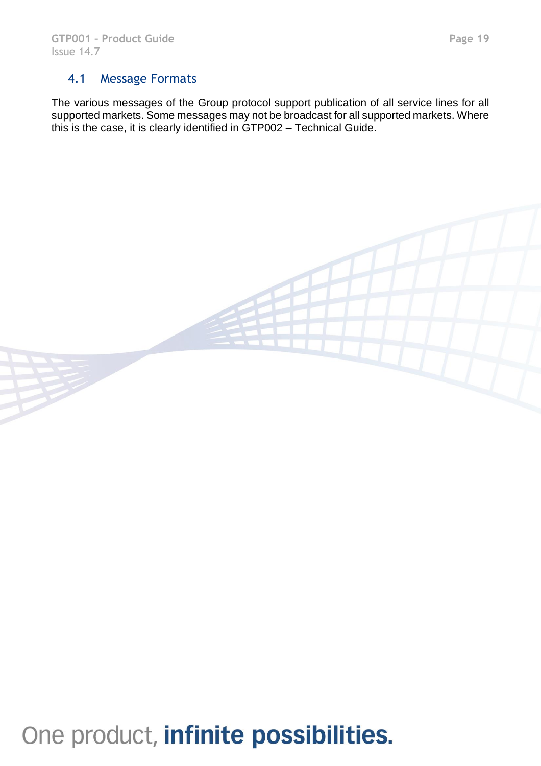## 4.1 Message Formats

The various messages of the Group protocol support publication of all service lines for all supported markets. Some messages may not be broadcast for all supported markets. Where this is the case, it is clearly identified in GTP002 – Technical Guide.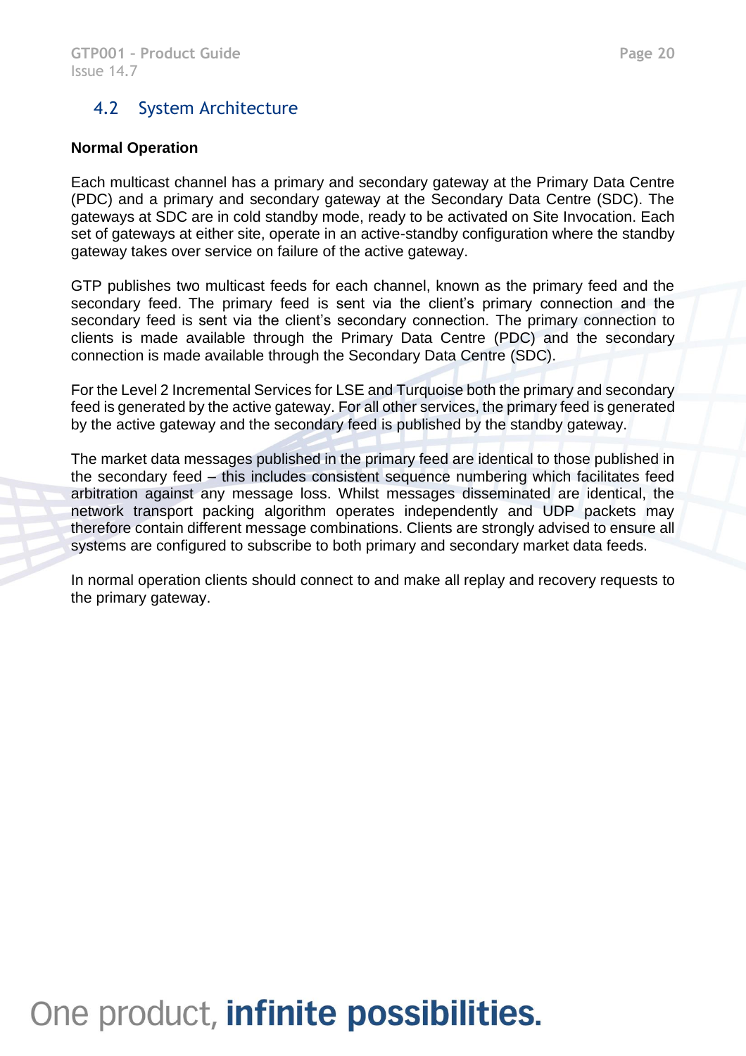## 4.2 System Architecture

**Normal Operation**

Each multicast channel has a primary and secondary gateway at the Primary Data Centre (PDC) and a primary and secondary gateway at the Secondary Data Centre (SDC). The gateways at SDC are in cold standby mode, ready to be activated on Site Invocation. Each set of gateways at either site, operate in an active-standby configuration where the standby gateway takes over service on failure of the active gateway.

GTP publishes two multicast feeds for each channel, known as the primary feed and the secondary feed. The primary feed is sent via the client's primary connection and the secondary feed is sent via the client's secondary connection. The primary connection to clients is made available through the Primary Data Centre (PDC) and the secondary connection is made available through the Secondary Data Centre (SDC).

For the Level 2 Incremental Services for LSE and Turquoise both the primary and secondary feed is generated by the active gateway. For all other services, the primary feed is generated by the active gateway and the secondary feed is published by the standby gateway.

The market data messages published in the primary feed are identical to those published in the secondary feed – this includes consistent sequence numbering which facilitates feed arbitration against any message loss. Whilst messages disseminated are identical, the network transport packing algorithm operates independently and UDP packets may therefore contain different message combinations. Clients are strongly advised to ensure all systems are configured to subscribe to both primary and secondary market data feeds.

In normal operation clients should connect to and make all replay and recovery requests to the primary gateway.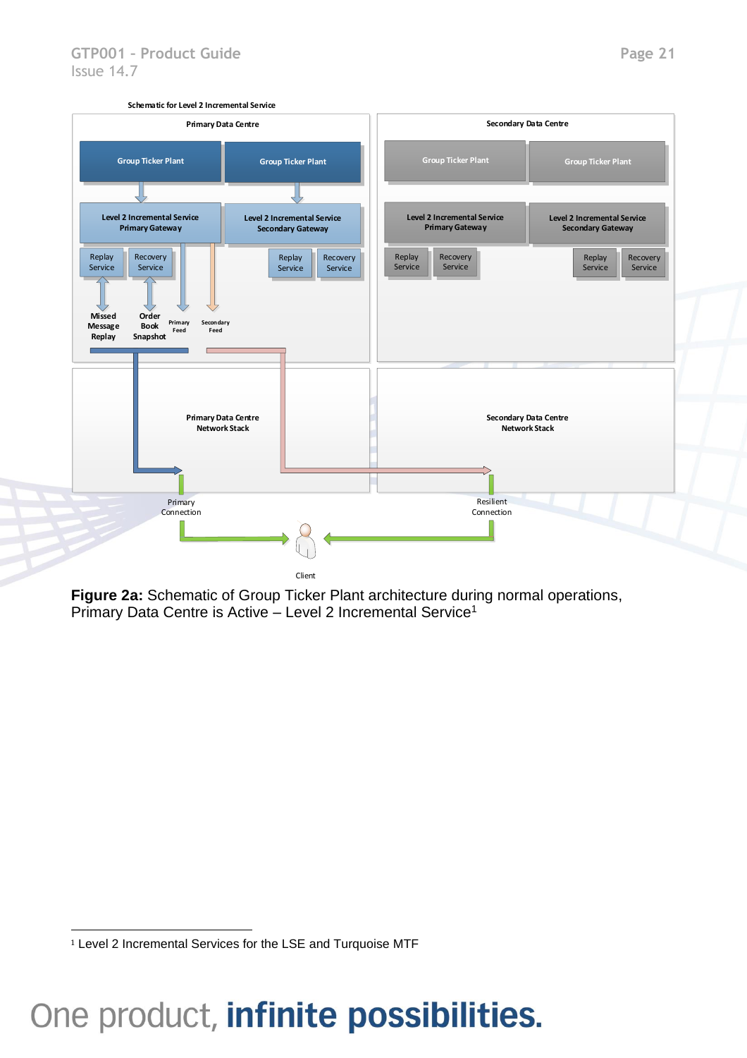Schematic for Level 2 Incremental Service

Primary Data Centre

Group Ticker Plant | Group Ticker Plant

Level 2 Incremental Service Primary Gateway | Level 2 Incremental Service Secondary Gateway

Replay Service | Recovery Service | Replay Service | Recovery Service

Missed Message Replay | Order Book Snapshot | Primary Feed | Secondary Feed

Secondary Data Centre

Group Ticker Plant | Group Ticker Plant

Level 2 Incremental Service Primary Gateway | Level 2 Incremental Service Secondary Gateway

Replay Service | Recovery Service | Replay Service | Recovery Service

Primary Data Centre Network Stack

Secondary Data Centre Network Stack

Primary Connection

Resilient Connection

Client

**Figure 2a:** Schematic of Group Ticker Plant architecture during normal operations, Primary Data Centre is Active – Level 2 Incremental Service[1]

---

[1] Level 2 Incremental Services for the LSE and Turquoise MTF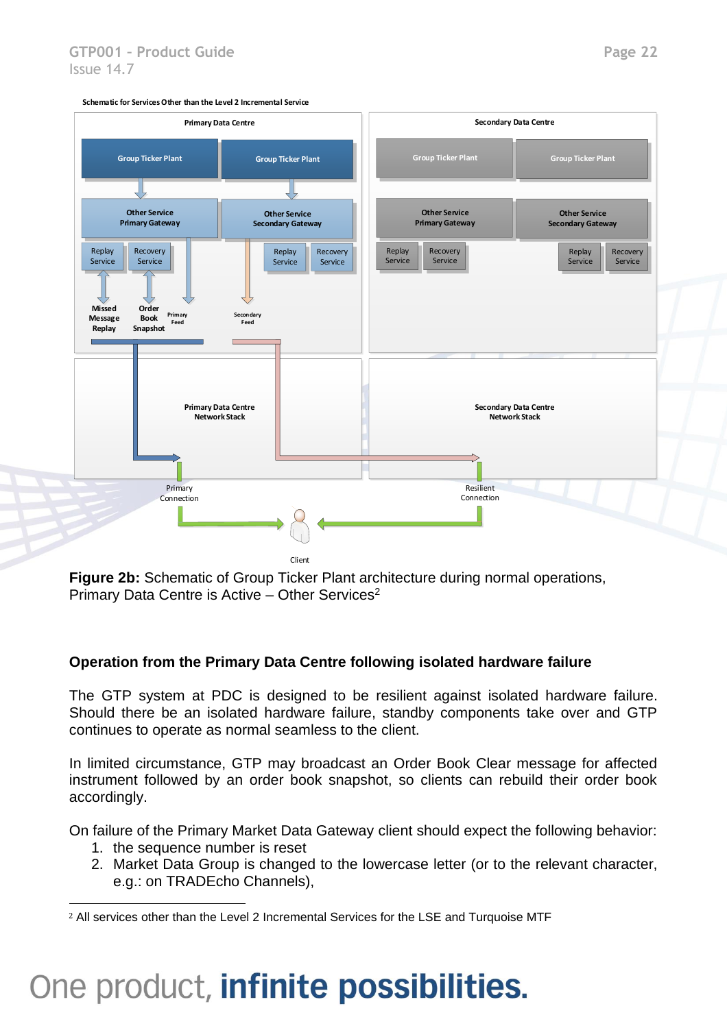Schematic for Services Other than the Level 2 Incremental Service

Primary Data Centre

Group Ticker Plant | Group Ticker Plant

Other Service Primary Gateway | Other Service Secondary Gateway

Replay Service | Recovery Service | Replay Service | Recovery Service

Missed Message Replay | Order Book Snapshot | Primary Feed | Secondary Feed

Secondary Data Centre

Group Ticker Plant | Group Ticker Plant

Other Service Primary Gateway | Other Service Secondary Gateway

Replay Service | Recovery Service | Replay Service | Recovery Service

Primary Data Centre Network Stack

Secondary Data Centre Network Stack

Primary Connection

Resilient Connection

Client

**Figure 2b:** Schematic of Group Ticker Plant architecture during normal operations, Primary Data Centre is Active – Other Services[2]

### Operation from the Primary Data Centre following isolated hardware failure

The GTP system at PDC is designed to be resilient against isolated hardware failure. Should there be an isolated hardware failure, standby components take over and GTP continues to operate as normal seamless to the client.

In limited circumstance, GTP may broadcast an Order Book Clear message for affected instrument followed by an order book snapshot, so clients can rebuild their order book accordingly.

On failure of the Primary Market Data Gateway client should expect the following behavior:

1. the sequence number is reset
2. Market Data Group is changed to the lowercase letter (or to the relevant character, e.g.: on TRADEcho Channels),

[2] All services other than the Level 2 Incremental Services for the LSE and Turquoise MTF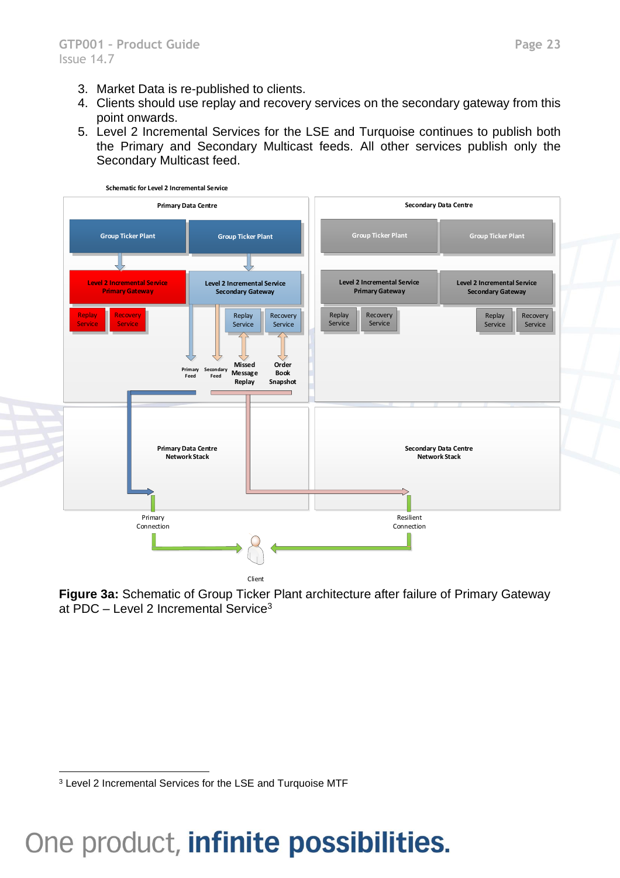3. Market Data is re-published to clients.
4. Clients should use replay and recovery services on the secondary gateway from this point onwards.
5. Level 2 Incremental Services for the LSE and Turquoise continues to publish both the Primary and Secondary Multicast feeds. All other services publish only the Secondary Multicast feed.

Schematic for Level 2 Incremental Service

Primary Data Centre

Group Ticker Plant

Group Ticker Plant

Level 2 Incremental Service Primary Gateway

Level 2 Incremental Service Secondary Gateway

Replay Service

Recovery Service

Replay Service

Recovery Service

Primary Feed

Secondary Feed

Missed Message Replay

Order Book Snapshot

Secondary Data Centre

Group Ticker Plant

Group Ticker Plant

Level 2 Incremental Service Primary Gateway

Level 2 Incremental Service Secondary Gateway

Replay Service

Recovery Service

Replay Service

Recovery Service

Primary Data Centre Network Stack

Secondary Data Centre Network Stack

Primary Connection

Resilient Connection

Client

**Figure 3a:** Schematic of Group Ticker Plant architecture after failure of Primary Gateway at PDC – Level 2 Incremental Service[3]

[3] Level 2 Incremental Services for the LSE and Turquoise MTF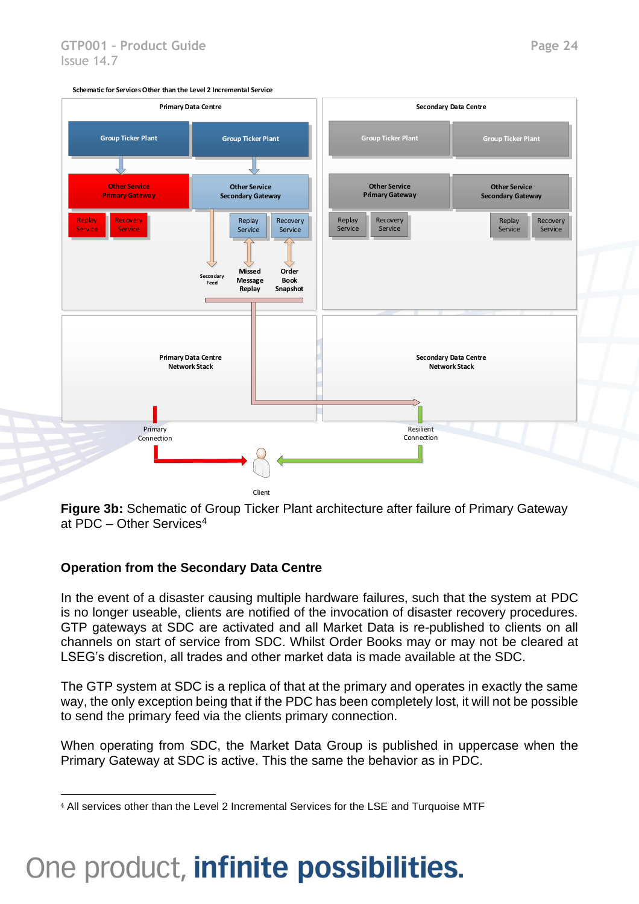Schematic for Services Other than the Level 2 Incremental Service

Primary Data Centre

Group Ticker Plant

Group Ticker Plant

Other Service Primary Gateway

Other Service Secondary Gateway

Replay Service

Recovery Service

Replay Service

Recovery Service

Secondary Feed

Missed Message Replay

Order Book Snapshot

Secondary Data Centre

Group Ticker Plant

Group Ticker Plant

Other Service Primary Gateway

Other Service Secondary Gateway

Replay Service

Recovery Service

Replay Service

Recovery Service

Primary Data Centre Network Stack

Secondary Data Centre Network Stack

Primary Connection

Resilient Connection

Client

**Figure 3b:** Schematic of Group Ticker Plant architecture after failure of Primary Gateway at PDC – Other Services[4]

### Operation from the Secondary Data Centre

In the event of a disaster causing multiple hardware failures, such that the system at PDC is no longer useable, clients are notified of the invocation of disaster recovery procedures. GTP gateways at SDC are activated and all Market Data is re-published to clients on all channels on start of service from SDC. Whilst Order Books may or may not be cleared at LSEG's discretion, all trades and other market data is made available at the SDC.

The GTP system at SDC is a replica of that at the primary and operates in exactly the same way, the only exception being that if the PDC has been completely lost, it will not be possible to send the primary feed via the clients primary connection.

When operating from SDC, the Market Data Group is published in uppercase when the Primary Gateway at SDC is active. This the same the behavior as in PDC.

[4] All services other than the Level 2 Incremental Services for the LSE and Turquoise MTF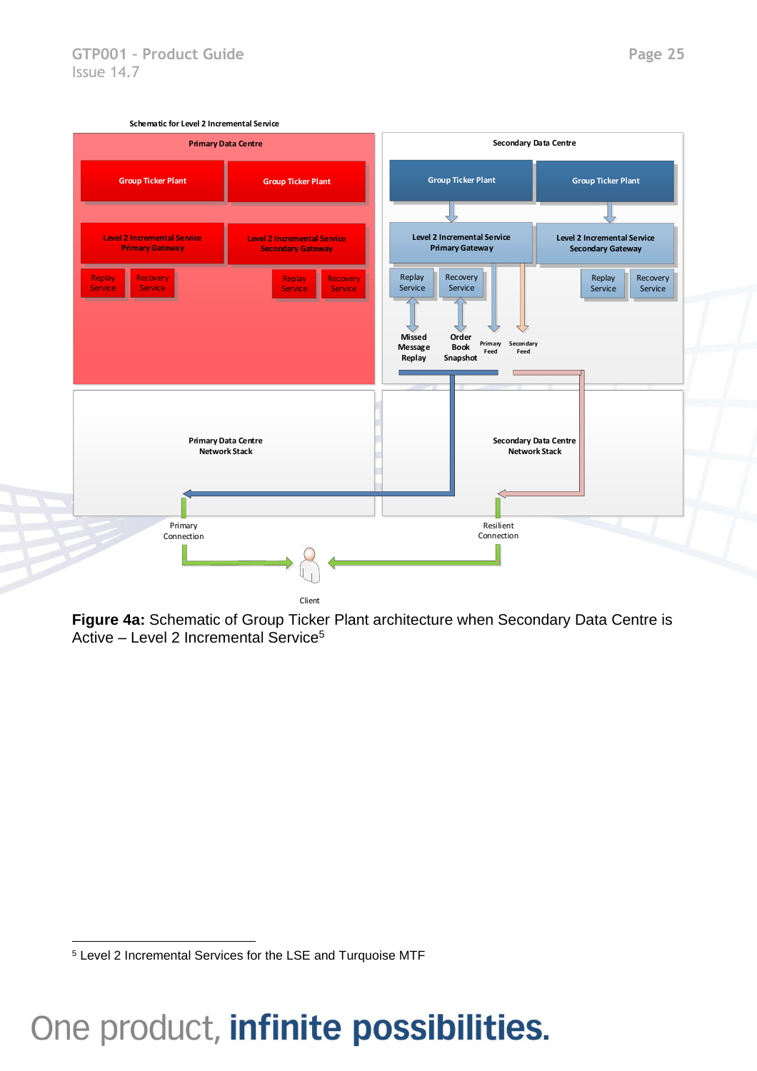Schematic for Level 2 Incremental Service

Primary Data Centre

Group Ticker Plant

Group Ticker Plant

Level 2 Incremental Service Primary Gateway

Level 2 Incremental Service Secondary Gateway

Replay Service

Recovery Service

Replay Service

Recovery Service

Secondary Data Centre

Group Ticker Plant

Group Ticker Plant

Level 2 Incremental Service Primary Gateway

Level 2 Incremental Service Secondary Gateway

Replay Service

Recovery Service

Replay Service

Recovery Service

Missed Message Replay

Order Book Snapshot

Primary Feed

Secondary Feed

Primary Data Centre Network Stack

Secondary Data Centre Network Stack

Primary Connection

Resilient Connection

Client

**Figure 4a:** Schematic of Group Ticker Plant architecture when Secondary Data Centre is Active – Level 2 Incremental Service[5]

---

[5] Level 2 Incremental Services for the LSE and Turquoise MTF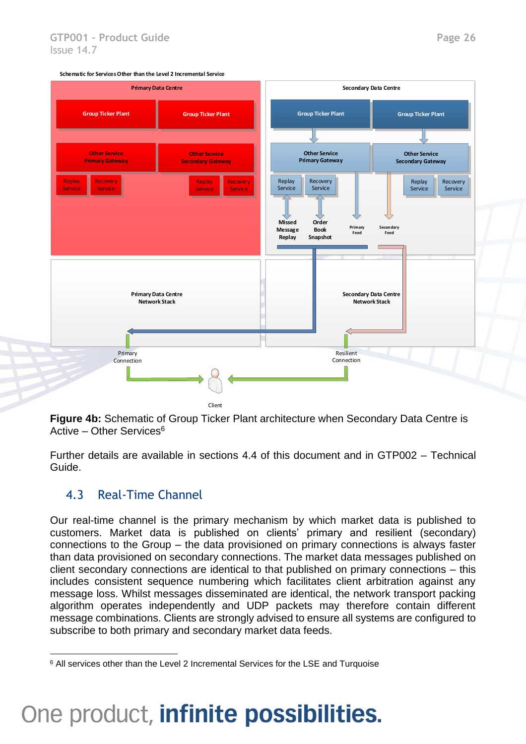Schematic for Services Other than the Level 2 Incremental Service

**Figure 4b:** Schematic of Group Ticker Plant architecture when Secondary Data Centre is Active – Other Services[6]

Further details are available in sections 4.4 of this document and in GTP002 – Technical Guide.

## 4.3 Real-Time Channel

Our real-time channel is the primary mechanism by which market data is published to customers. Market data is published on clients' primary and resilient (secondary) connections to the Group – the data provisioned on primary connections is always faster than data provisioned on secondary connections. The market data messages published on client secondary connections are identical to that published on primary connections – this includes consistent sequence numbering which facilitates client arbitration against any message loss. Whilst messages disseminated are identical, the network transport packing algorithm operates independently and UDP packets may therefore contain different message combinations. Clients are strongly advised to ensure all systems are configured to subscribe to both primary and secondary market data feeds.

[6] All services other than the Level 2 Incremental Services for the LSE and Turquoise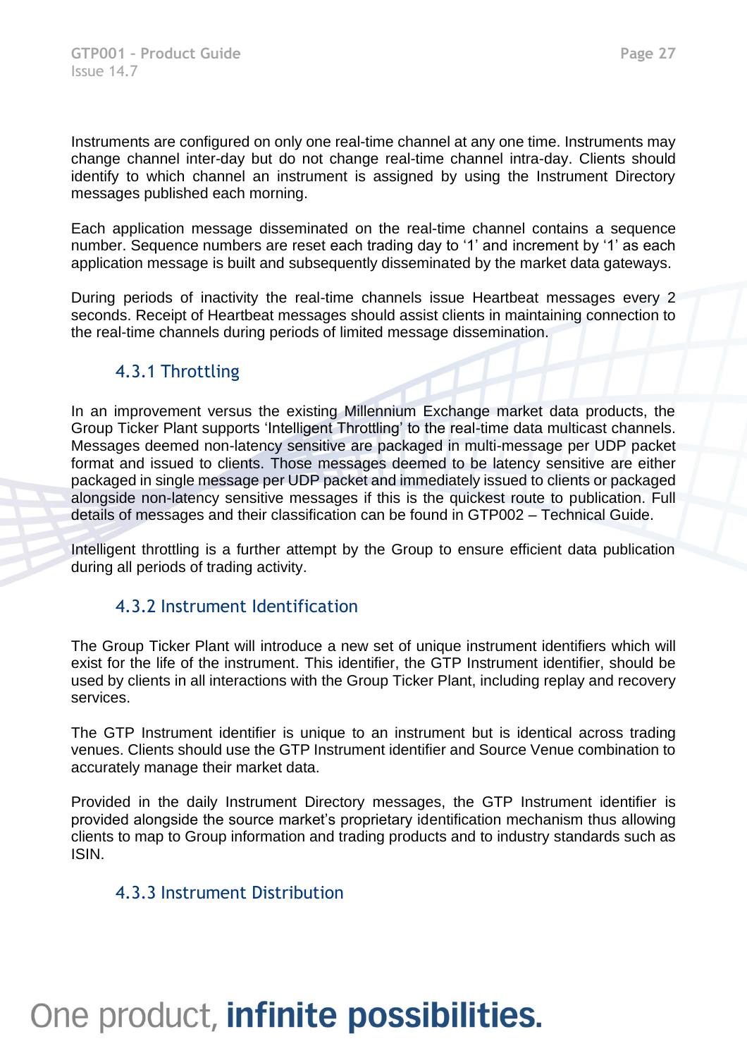Instruments are configured on only one real-time channel at any one time. Instruments may change channel inter-day but do not change real-time channel intra-day. Clients should identify to which channel an instrument is assigned by using the Instrument Directory messages published each morning.

Each application message disseminated on the real-time channel contains a sequence number. Sequence numbers are reset each trading day to '1' and increment by '1' as each application message is built and subsequently disseminated by the market data gateways.

During periods of inactivity the real-time channels issue Heartbeat messages every 2 seconds. Receipt of Heartbeat messages should assist clients in maintaining connection to the real-time channels during periods of limited message dissemination.

### 4.3.1 Throttling

In an improvement versus the existing Millennium Exchange market data products, the Group Ticker Plant supports 'Intelligent Throttling' to the real-time data multicast channels. Messages deemed non-latency sensitive are packaged in multi-message per UDP packet format and issued to clients. Those messages deemed to be latency sensitive are either packaged in single message per UDP packet and immediately issued to clients or packaged alongside non-latency sensitive messages if this is the quickest route to publication. Full details of messages and their classification can be found in GTP002 – Technical Guide.

Intelligent throttling is a further attempt by the Group to ensure efficient data publication during all periods of trading activity.

### 4.3.2 Instrument Identification

The Group Ticker Plant will introduce a new set of unique instrument identifiers which will exist for the life of the instrument. This identifier, the GTP Instrument identifier, should be used by clients in all interactions with the Group Ticker Plant, including replay and recovery services.

The GTP Instrument identifier is unique to an instrument but is identical across trading venues. Clients should use the GTP Instrument identifier and Source Venue combination to accurately manage their market data.

Provided in the daily Instrument Directory messages, the GTP Instrument identifier is provided alongside the source market's proprietary identification mechanism thus allowing clients to map to Group information and trading products and to industry standards such as ISIN.

### 4.3.3 Instrument Distribution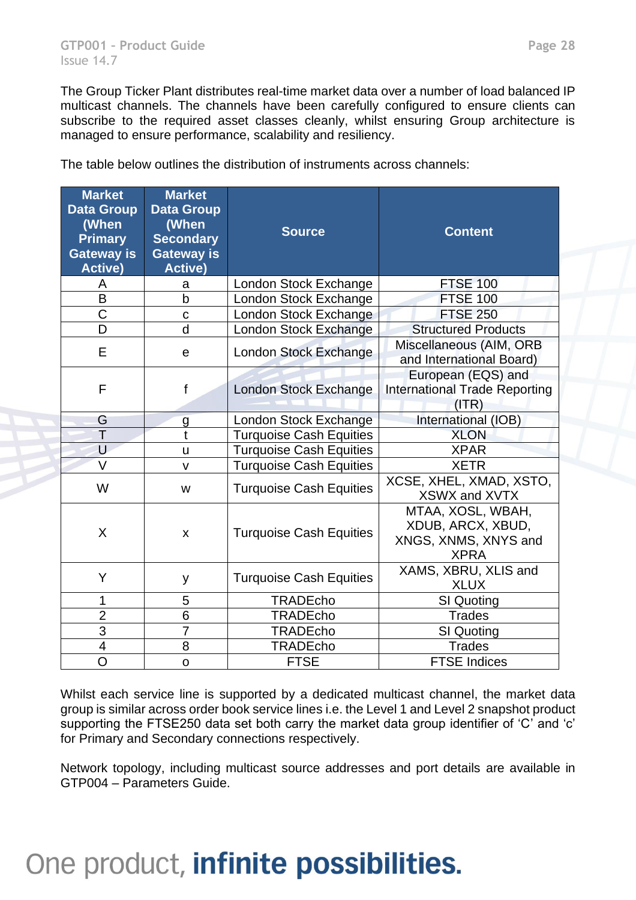The Group Ticker Plant distributes real-time market data over a number of load balanced IP multicast channels. The channels have been carefully configured to ensure clients can subscribe to the required asset classes cleanly, whilst ensuring Group architecture is managed to ensure performance, scalability and resiliency.

The table below outlines the distribution of instruments across channels:

| Market Data Group (When Primary Gateway is Active) | Market Data Group (When Secondary Gateway is Active) | Source | Content |
|---|---|---|---|
| A | a | London Stock Exchange | FTSE 100 |
| B | b | London Stock Exchange | FTSE 100 |
| C | c | London Stock Exchange | FTSE 250 |
| D | d | London Stock Exchange | Structured Products |
| E | e | London Stock Exchange | Miscellaneous (AIM, ORB and International Board) |
| F | f | London Stock Exchange | European (EQS) and International Trade Reporting (ITR) |
| G | g | London Stock Exchange | International (IOB) |
| T | t | Turquoise Cash Equities | XLON |
| U | u | Turquoise Cash Equities | XPAR |
| V | v | Turquoise Cash Equities | XETR |
| W | w | Turquoise Cash Equities | XCSE, XHEL, XMAD, XSTO, XSWX and XVTX |
| X | x | Turquoise Cash Equities | MTAA, XOSL, WBAH, XDUB, ARCX, XBUD, XNGS, XNMS, XNYS and XPRA |
| Y | y | Turquoise Cash Equities | XAMS, XBRU, XLIS and XLUX |
| 1 | 5 | TRADEcho | SI Quoting |
| 2 | 6 | TRADEcho | Trades |
| 3 | 7 | TRADEcho | SI Quoting |
| 4 | 8 | TRADEcho | Trades |
| O | o | FTSE | FTSE Indices |

Whilst each service line is supported by a dedicated multicast channel, the market data group is similar across order book service lines i.e. the Level 1 and Level 2 snapshot product supporting the FTSE250 data set both carry the market data group identifier of 'C' and 'c' for Primary and Secondary connections respectively.

Network topology, including multicast source addresses and port details are available in GTP004 – Parameters Guide.

One product, **infinite possibilities.**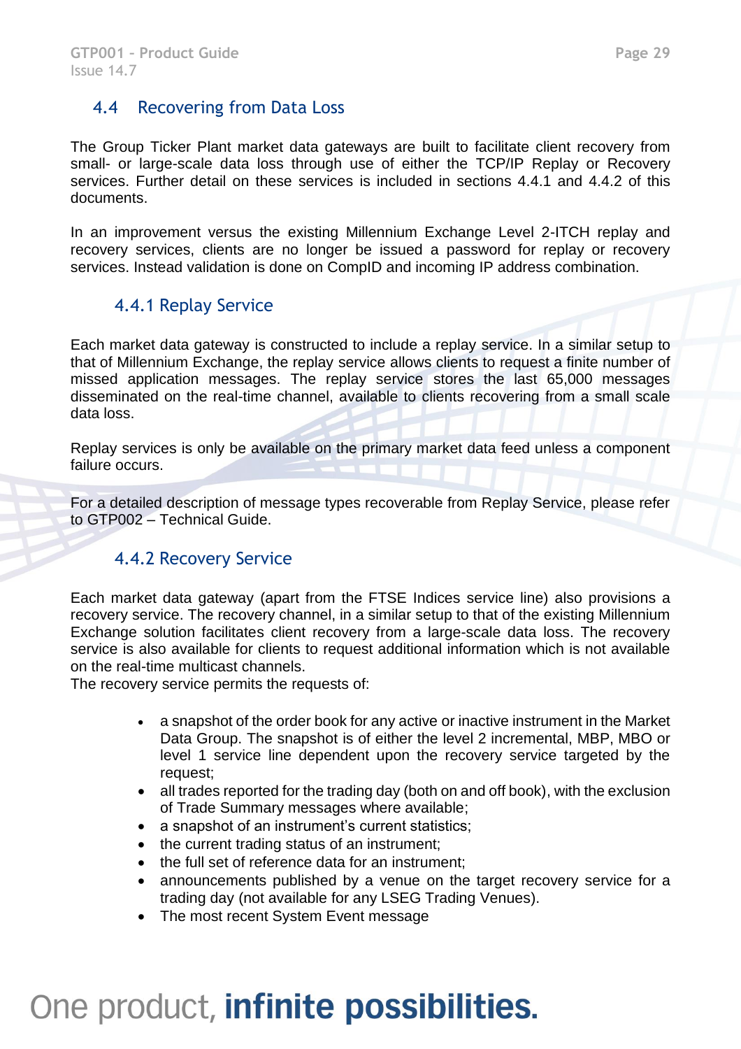## 4.4 Recovering from Data Loss

The Group Ticker Plant market data gateways are built to facilitate client recovery from small- or large-scale data loss through use of either the TCP/IP Replay or Recovery services. Further detail on these services is included in sections 4.4.1 and 4.4.2 of this documents.

In an improvement versus the existing Millennium Exchange Level 2-ITCH replay and recovery services, clients are no longer be issued a password for replay or recovery services. Instead validation is done on CompID and incoming IP address combination.

### 4.4.1 Replay Service

Each market data gateway is constructed to include a replay service. In a similar setup to that of Millennium Exchange, the replay service allows clients to request a finite number of missed application messages. The replay service stores the last 65,000 messages disseminated on the real-time channel, available to clients recovering from a small scale data loss.

Replay services is only be available on the primary market data feed unless a component failure occurs.

For a detailed description of message types recoverable from Replay Service, please refer to GTP002 – Technical Guide.

### 4.4.2 Recovery Service

Each market data gateway (apart from the FTSE Indices service line) also provisions a recovery service. The recovery channel, in a similar setup to that of the existing Millennium Exchange solution facilitates client recovery from a large-scale data loss. The recovery service is also available for clients to request additional information which is not available on the real-time multicast channels.
The recovery service permits the requests of:

- a snapshot of the order book for any active or inactive instrument in the Market Data Group. The snapshot is of either the level 2 incremental, MBP, MBO or level 1 service line dependent upon the recovery service targeted by the request;
- all trades reported for the trading day (both on and off book), with the exclusion of Trade Summary messages where available;
- a snapshot of an instrument's current statistics;
- the current trading status of an instrument;
- the full set of reference data for an instrument;
- announcements published by a venue on the target recovery service for a trading day (not available for any LSEG Trading Venues).
- The most recent System Event message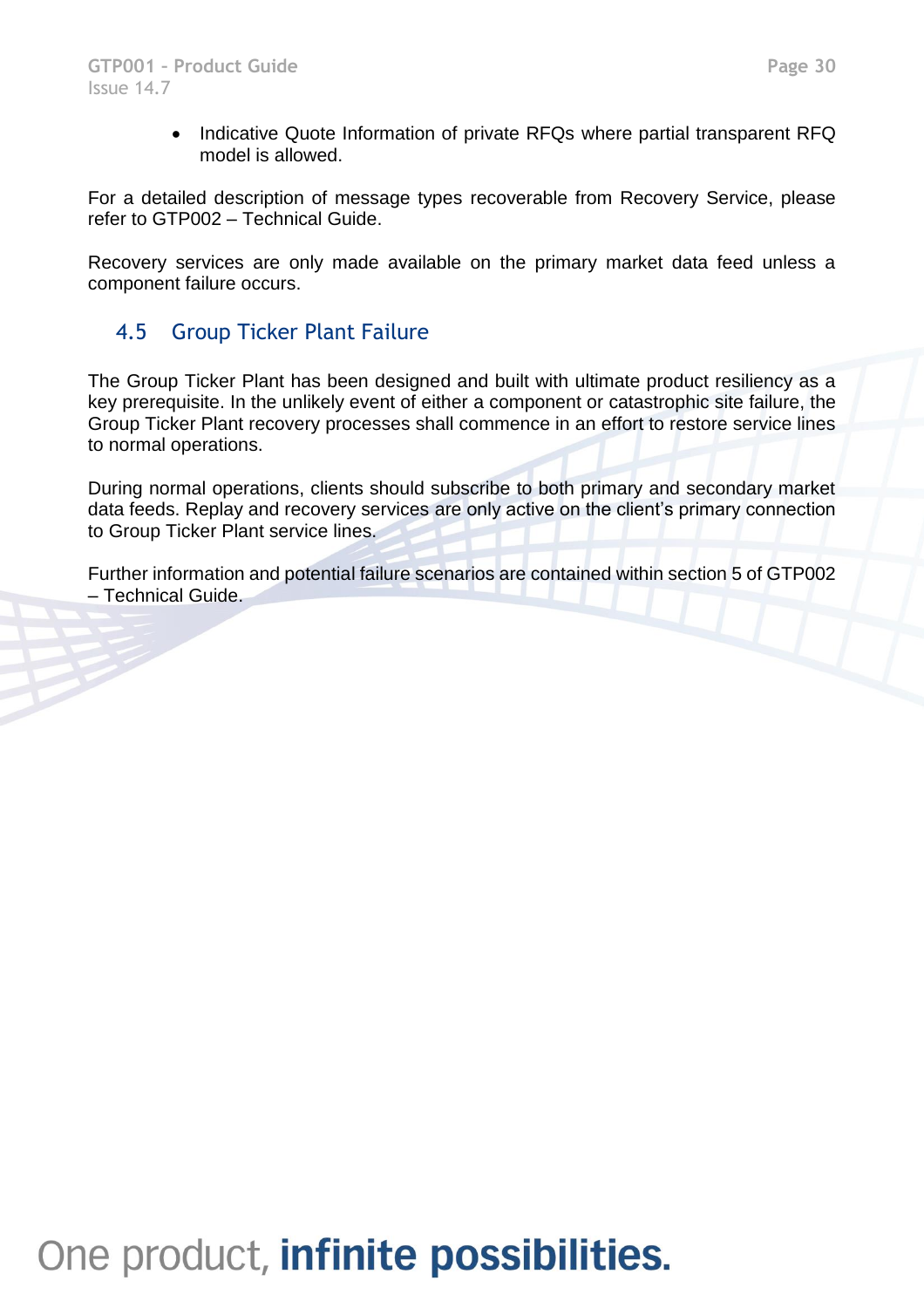- Indicative Quote Information of private RFQs where partial transparent RFQ model is allowed.

For a detailed description of message types recoverable from Recovery Service, please refer to GTP002 – Technical Guide.

Recovery services are only made available on the primary market data feed unless a component failure occurs.

## 4.5 Group Ticker Plant Failure

The Group Ticker Plant has been designed and built with ultimate product resiliency as a key prerequisite. In the unlikely event of either a component or catastrophic site failure, the Group Ticker Plant recovery processes shall commence in an effort to restore service lines to normal operations.

During normal operations, clients should subscribe to both primary and secondary market data feeds. Replay and recovery services are only active on the client's primary connection to Group Ticker Plant service lines.

Further information and potential failure scenarios are contained within section 5 of GTP002 – Technical Guide.